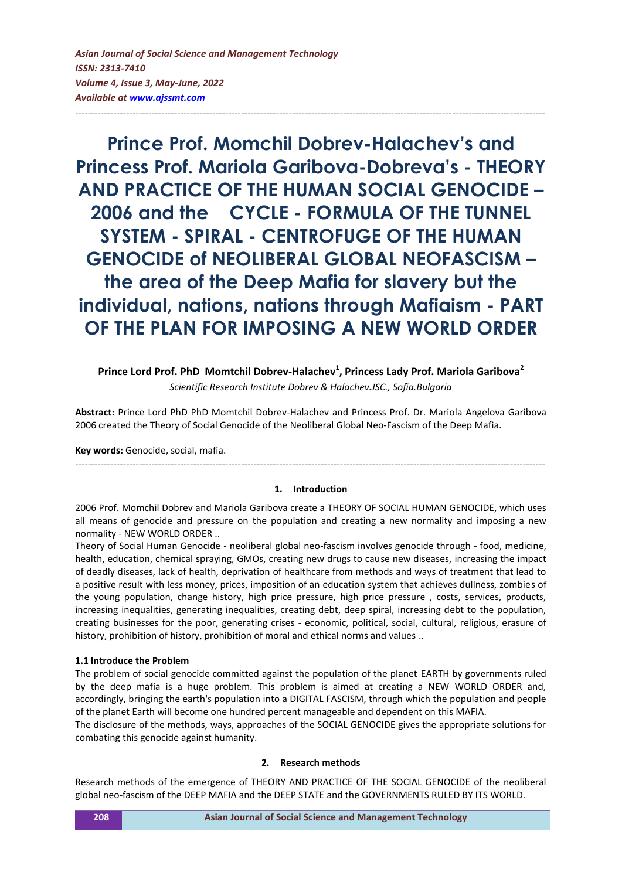*Asian Journal of Social Science and Management Technology*
*ISSN: 2313-7410*
*Volume 4, Issue 3, May-June, 2022*
*Available at www.ajssmt.com*

---

# Prince Prof. Momchil Dobrev-Halachev's and Princess Prof. Mariola Garibova-Dobreva's - THEORY AND PRACTICE OF THE HUMAN SOCIAL GENOCIDE – 2006 and the CYCLE - FORMULA OF THE TUNNEL SYSTEM - SPIRAL - CENTROFUGE OF THE HUMAN GENOCIDE of NEOLIBERAL GLOBAL NEOFASCISM – the area of the Deep Mafia for slavery but the individual, nations, nations through Mafiaism - PART OF THE PLAN FOR IMPOSING A NEW WORLD ORDER

**Prince Lord Prof. PhD Momtchil Dobrev-Halachev[1], Princess Lady Prof. Mariola Garibova[2]**

*Scientific Research Institute Dobrev & Halachev.JSC., Sofia.Bulgaria*

**Abstract:** Prince Lord PhD PhD Momtchil Dobrev-Halachev and Princess Prof. Dr. Mariola Angelova Garibova 2006 created the Theory of Social Genocide of the Neoliberal Global Neo-Fascism of the Deep Mafia.

**Key words:** Genocide, social, mafia.

---

## 1. Introduction

2006 Prof. Momchil Dobrev and Mariola Garibova create a THEORY OF SOCIAL HUMAN GENOCIDE, which uses all means of genocide and pressure on the population and creating a new normality and imposing a new normality - NEW WORLD ORDER ..

Theory of Social Human Genocide - neoliberal global neo-fascism involves genocide through - food, medicine, health, education, chemical spraying, GMOs, creating new drugs to cause new diseases, increasing the impact of deadly diseases, lack of health, deprivation of healthcare from methods and ways of treatment that lead to a positive result with less money, prices, imposition of an education system that achieves dullness, zombies of the young population, change history, high price pressure, high price pressure , costs, services, products, increasing inequalities, generating inequalities, creating debt, deep spiral, increasing debt to the population, creating businesses for the poor, generating crises - economic, political, social, cultural, religious, erasure of history, prohibition of history, prohibition of moral and ethical norms and values ..

### 1.1 Introduce the Problem

The problem of social genocide committed against the population of the planet EARTH by governments ruled by the deep mafia is a huge problem. This problem is aimed at creating a NEW WORLD ORDER and, accordingly, bringing the earth's population into a DIGITAL FASCISM, through which the population and people of the planet Earth will become one hundred percent manageable and dependent on this MAFIA.

The disclosure of the methods, ways, approaches of the SOCIAL GENOCIDE gives the appropriate solutions for combating this genocide against humanity.

## 2. Research methods

Research methods of the emergence of THEORY AND PRACTICE OF THE SOCIAL GENOCIDE of the neoliberal global neo-fascism of the DEEP MAFIA and the DEEP STATE and the GOVERNMENTS RULED BY ITS WORLD.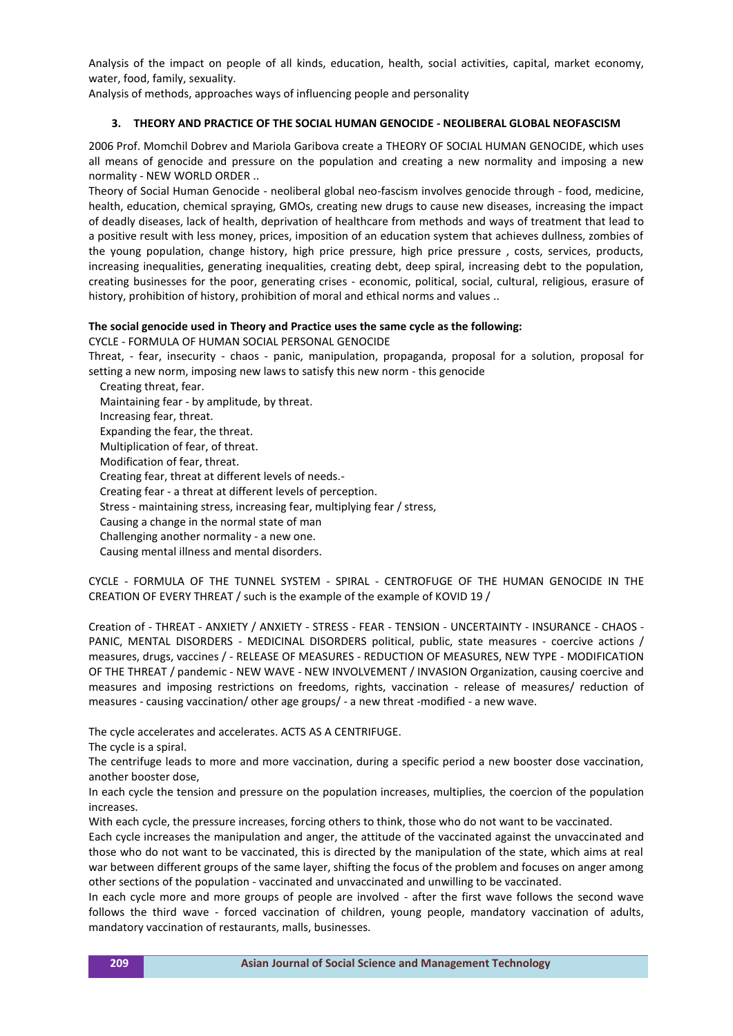Analysis of the impact on people of all kinds, education, health, social activities, capital, market economy, water, food, family, sexuality.

Analysis of methods, approaches ways of influencing people and personality

### 3. THEORY AND PRACTICE OF THE SOCIAL HUMAN GENOCIDE - NEOLIBERAL GLOBAL NEOFASCISM

2006 Prof. Momchil Dobrev and Mariola Garibova create a THEORY OF SOCIAL HUMAN GENOCIDE, which uses all means of genocide and pressure on the population and creating a new normality and imposing a new normality - NEW WORLD ORDER ..

Theory of Social Human Genocide - neoliberal global neo-fascism involves genocide through - food, medicine, health, education, chemical spraying, GMOs, creating new drugs to cause new diseases, increasing the impact of deadly diseases, lack of health, deprivation of healthcare from methods and ways of treatment that lead to a positive result with less money, prices, imposition of an education system that achieves dullness, zombies of the young population, change history, high price pressure, high price pressure , costs, services, products, increasing inequalities, generating inequalities, creating debt, deep spiral, increasing debt to the population, creating businesses for the poor, generating crises - economic, political, social, cultural, religious, erasure of history, prohibition of history, prohibition of moral and ethical norms and values ..

**The social genocide used in Theory and Practice uses the same cycle as the following:**

CYCLE - FORMULA OF HUMAN SOCIAL PERSONAL GENOCIDE

Threat, - fear, insecurity - chaos - panic, manipulation, propaganda, proposal for a solution, proposal for setting a new norm, imposing new laws to satisfy this new norm - this genocide

- Creating threat, fear.
- Maintaining fear - by amplitude, by threat.
- Increasing fear, threat.
- Expanding the fear, the threat.
- Multiplication of fear, of threat.
- Modification of fear, threat.
- Creating fear, threat at different levels of needs.-
- Creating fear - a threat at different levels of perception.
- Stress - maintaining stress, increasing fear, multiplying fear / stress,
- Causing a change in the normal state of man
- Challenging another normality - a new one.
- Causing mental illness and mental disorders.

CYCLE - FORMULA OF THE TUNNEL SYSTEM - SPIRAL - CENTROFUGE OF THE HUMAN GENOCIDE IN THE CREATION OF EVERY THREAT / such is the example of the example of KOVID 19 /

Creation of - THREAT - ANXIETY / ANXIETY - STRESS - FEAR - TENSION - UNCERTAINTY - INSURANCE - CHAOS - PANIC, MENTAL DISORDERS - MEDICINAL DISORDERS political, public, state measures - coercive actions / measures, drugs, vaccines / - RELEASE OF MEASURES - REDUCTION OF MEASURES, NEW TYPE - MODIFICATION OF THE THREAT / pandemic - NEW WAVE - NEW INVOLVEMENT / INVASION Organization, causing coercive and measures and imposing restrictions on freedoms, rights, vaccination - release of measures/ reduction of measures - causing vaccination/ other age groups/ - a new threat -modified - a new wave.

The cycle accelerates and accelerates. ACTS AS A CENTRIFUGE.

The cycle is a spiral.

The centrifuge leads to more and more vaccination, during a specific period a new booster dose vaccination, another booster dose,

In each cycle the tension and pressure on the population increases, multiplies, the coercion of the population increases.

With each cycle, the pressure increases, forcing others to think, those who do not want to be vaccinated.

Each cycle increases the manipulation and anger, the attitude of the vaccinated against the unvaccinated and those who do not want to be vaccinated, this is directed by the manipulation of the state, which aims at real war between different groups of the same layer, shifting the focus of the problem and focuses on anger among other sections of the population - vaccinated and unvaccinated and unwilling to be vaccinated.

In each cycle more and more groups of people are involved - after the first wave follows the second wave follows the third wave - forced vaccination of children, young people, mandatory vaccination of adults, mandatory vaccination of restaurants, malls, businesses.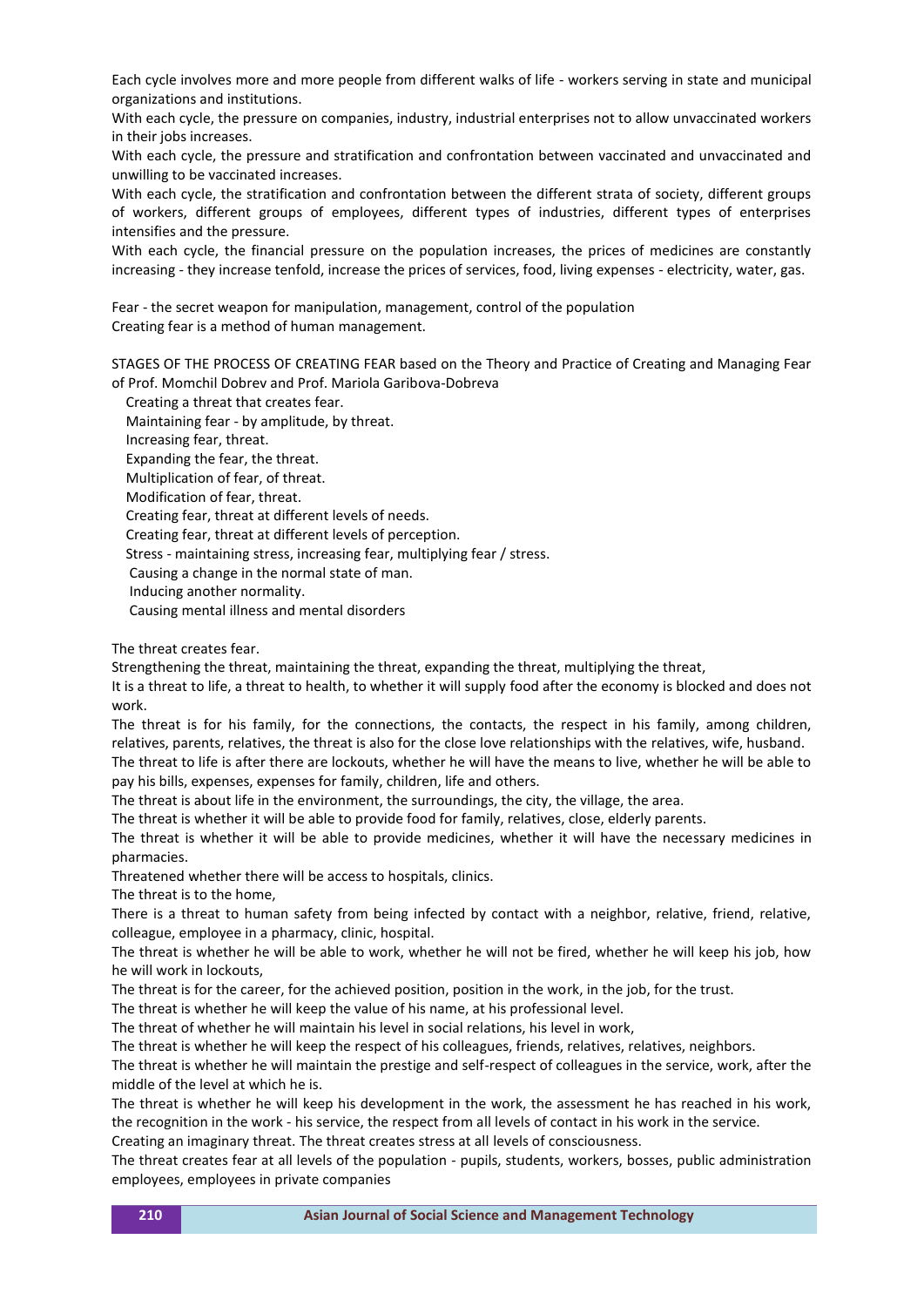Each cycle involves more and more people from different walks of life - workers serving in state and municipal organizations and institutions.

With each cycle, the pressure on companies, industry, industrial enterprises not to allow unvaccinated workers in their jobs increases.

With each cycle, the pressure and stratification and confrontation between vaccinated and unvaccinated and unwilling to be vaccinated increases.

With each cycle, the stratification and confrontation between the different strata of society, different groups of workers, different groups of employees, different types of industries, different types of enterprises intensifies and the pressure.

With each cycle, the financial pressure on the population increases, the prices of medicines are constantly increasing - they increase tenfold, increase the prices of services, food, living expenses - electricity, water, gas.

Fear - the secret weapon for manipulation, management, control of the population
Creating fear is a method of human management.

STAGES OF THE PROCESS OF CREATING FEAR based on the Theory and Practice of Creating and Managing Fear of Prof. Momchil Dobrev and Prof. Mariola Garibova-Dobreva

- Creating a threat that creates fear.
- Maintaining fear - by amplitude, by threat.
- Increasing fear, threat.
- Expanding the fear, the threat.
- Multiplication of fear, of threat.
- Modification of fear, threat.
- Creating fear, threat at different levels of needs.
- Creating fear, threat at different levels of perception.
- Stress - maintaining stress, increasing fear, multiplying fear / stress.
- Causing a change in the normal state of man.
- Inducing another normality.
- Causing mental illness and mental disorders

The threat creates fear.

Strengthening the threat, maintaining the threat, expanding the threat, multiplying the threat,

It is a threat to life, a threat to health, to whether it will supply food after the economy is blocked and does not work.

The threat is for his family, for the connections, the contacts, the respect in his family, among children, relatives, parents, relatives, the threat is also for the close love relationships with the relatives, wife, husband.

The threat to life is after there are lockouts, whether he will have the means to live, whether he will be able to pay his bills, expenses, expenses for family, children, life and others.

The threat is about life in the environment, the surroundings, the city, the village, the area.

The threat is whether it will be able to provide food for family, relatives, close, elderly parents.

The threat is whether it will be able to provide medicines, whether it will have the necessary medicines in pharmacies.

Threatened whether there will be access to hospitals, clinics.

The threat is to the home,

There is a threat to human safety from being infected by contact with a neighbor, relative, friend, relative, colleague, employee in a pharmacy, clinic, hospital.

The threat is whether he will be able to work, whether he will not be fired, whether he will keep his job, how he will work in lockouts,

The threat is for the career, for the achieved position, position in the work, in the job, for the trust.

The threat is whether he will keep the value of his name, at his professional level.

The threat of whether he will maintain his level in social relations, his level in work,

The threat is whether he will keep the respect of his colleagues, friends, relatives, relatives, neighbors.

The threat is whether he will maintain the prestige and self-respect of colleagues in the service, work, after the middle of the level at which he is.

The threat is whether he will keep his development in the work, the assessment he has reached in his work, the recognition in the work - his service, the respect from all levels of contact in his work in the service.

Creating an imaginary threat. The threat creates stress at all levels of consciousness.

The threat creates fear at all levels of the population - pupils, students, workers, bosses, public administration employees, employees in private companies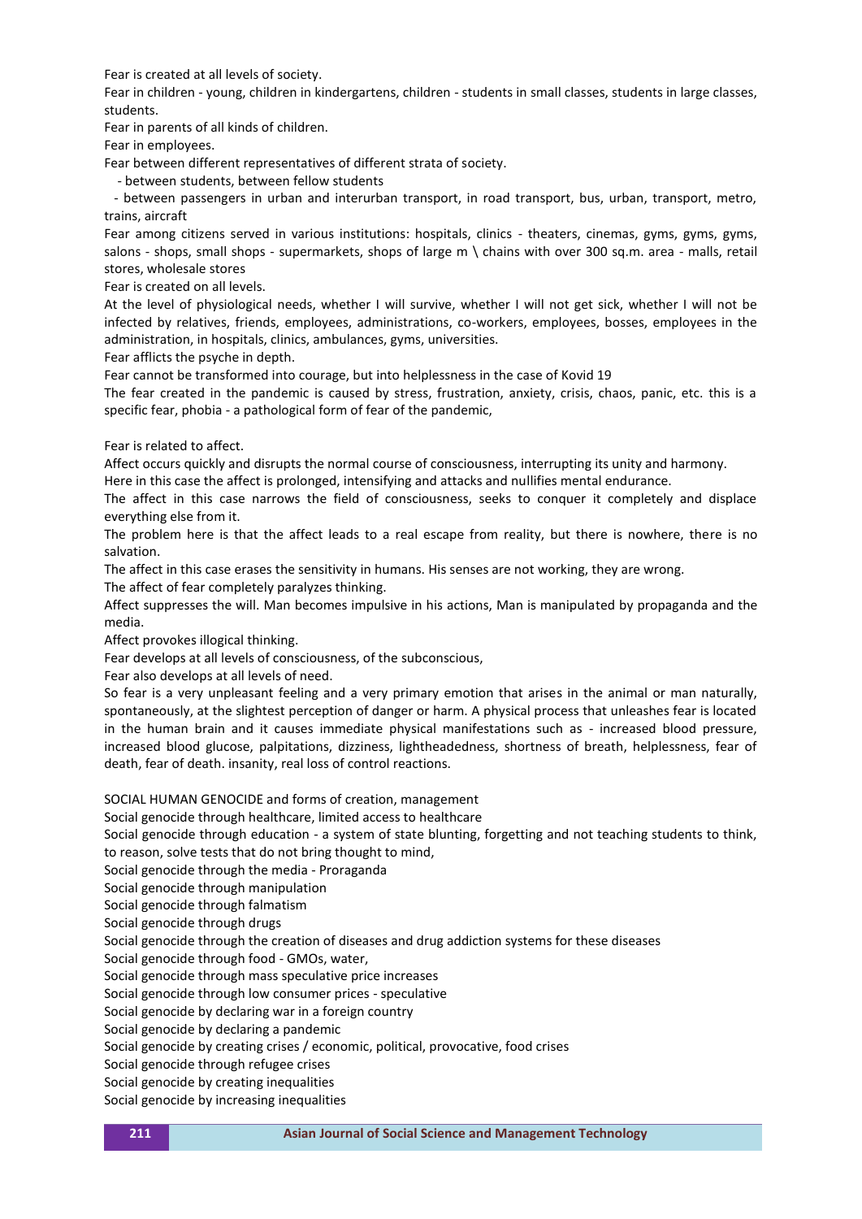Fear is created at all levels of society.

Fear in children - young, children in kindergartens, children - students in small classes, students in large classes, students.

Fear in parents of all kinds of children.

Fear in employees.

Fear between different representatives of different strata of society.

- between students, between fellow students
- between passengers in urban and interurban transport, in road transport, bus, urban, transport, metro, trains, aircraft

Fear among citizens served in various institutions: hospitals, clinics - theaters, cinemas, gyms, gyms, gyms, salons - shops, small shops - supermarkets, shops of large m \ chains with over 300 sq.m. area - malls, retail stores, wholesale stores

Fear is created on all levels.

At the level of physiological needs, whether I will survive, whether I will not get sick, whether I will not be infected by relatives, friends, employees, administrations, co-workers, employees, bosses, employees in the administration, in hospitals, clinics, ambulances, gyms, universities.

Fear afflicts the psyche in depth.

Fear cannot be transformed into courage, but into helplessness in the case of Kovid 19

The fear created in the pandemic is caused by stress, frustration, anxiety, crisis, chaos, panic, etc. this is a specific fear, phobia - a pathological form of fear of the pandemic,

Fear is related to affect.

Affect occurs quickly and disrupts the normal course of consciousness, interrupting its unity and harmony.

Here in this case the affect is prolonged, intensifying and attacks and nullifies mental endurance.

The affect in this case narrows the field of consciousness, seeks to conquer it completely and displace everything else from it.

The problem here is that the affect leads to a real escape from reality, but there is nowhere, there is no salvation.

The affect in this case erases the sensitivity in humans. His senses are not working, they are wrong.

The affect of fear completely paralyzes thinking.

Affect suppresses the will. Man becomes impulsive in his actions, Man is manipulated by propaganda and the media.

Affect provokes illogical thinking.

Fear develops at all levels of consciousness, of the subconscious,

Fear also develops at all levels of need.

So fear is a very unpleasant feeling and a very primary emotion that arises in the animal or man naturally, spontaneously, at the slightest perception of danger or harm. A physical process that unleashes fear is located in the human brain and it causes immediate physical manifestations such as - increased blood pressure, increased blood glucose, palpitations, dizziness, lightheadedness, shortness of breath, helplessness, fear of death, fear of death. insanity, real loss of control reactions.

SOCIAL HUMAN GENOCIDE and forms of creation, management

Social genocide through healthcare, limited access to healthcare

Social genocide through education - a system of state blunting, forgetting and not teaching students to think, to reason, solve tests that do not bring thought to mind,

Social genocide through the media - Proraganda

Social genocide through manipulation

Social genocide through falmatism

Social genocide through drugs

Social genocide through the creation of diseases and drug addiction systems for these diseases

Social genocide through food - GMOs, water,

Social genocide through mass speculative price increases

Social genocide through low consumer prices - speculative

Social genocide by declaring war in a foreign country

Social genocide by declaring a pandemic

Social genocide by creating crises / economic, political, provocative, food crises

Social genocide through refugee crises

Social genocide by creating inequalities

Social genocide by increasing inequalities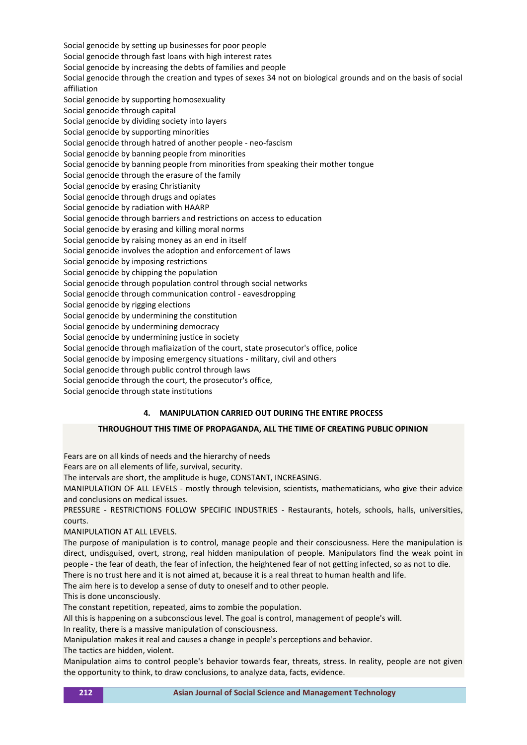Social genocide by setting up businesses for poor people
Social genocide through fast loans with high interest rates
Social genocide by increasing the debts of families and people
Social genocide through the creation and types of sexes 34 not on biological grounds and on the basis of social affiliation
Social genocide by supporting homosexuality
Social genocide through capital
Social genocide by dividing society into layers
Social genocide by supporting minorities
Social genocide through hatred of another people - neo-fascism
Social genocide by banning people from minorities
Social genocide by banning people from minorities from speaking their mother tongue
Social genocide through the erasure of the family
Social genocide by erasing Christianity
Social genocide through drugs and opiates
Social genocide by radiation with HAARP
Social genocide through barriers and restrictions on access to education
Social genocide by erasing and killing moral norms
Social genocide by raising money as an end in itself
Social genocide involves the adoption and enforcement of laws
Social genocide by imposing restrictions
Social genocide by chipping the population
Social genocide through population control through social networks
Social genocide through communication control - eavesdropping
Social genocide by rigging elections
Social genocide by undermining the constitution
Social genocide by undermining democracy
Social genocide by undermining justice in society
Social genocide through mafiaization of the court, state prosecutor's office, police
Social genocide by imposing emergency situations - military, civil and others
Social genocide through public control through laws
Social genocide through the court, the prosecutor's office,
Social genocide through state institutions

## 4. MANIPULATION CARRIED OUT DURING THE ENTIRE PROCESS

**THROUGHOUT THIS TIME OF PROPAGANDA, ALL THE TIME OF CREATING PUBLIC OPINION**

Fears are on all kinds of needs and the hierarchy of needs
Fears are on all elements of life, survival, security.
The intervals are short, the amplitude is huge, CONSTANT, INCREASING.
MANIPULATION OF ALL LEVELS - mostly through television, scientists, mathematicians, who give their advice and conclusions on medical issues.
PRESSURE - RESTRICTIONS FOLLOW SPECIFIC INDUSTRIES - Restaurants, hotels, schools, halls, universities, courts.
MANIPULATION AT ALL LEVELS.
The purpose of manipulation is to control, manage people and their consciousness. Here the manipulation is direct, undisguised, overt, strong, real hidden manipulation of people. Manipulators find the weak point in people - the fear of death, the fear of infection, the heightened fear of not getting infected, so as not to die.
There is no trust here and it is not aimed at, because it is a real threat to human health and life.
The aim here is to develop a sense of duty to oneself and to other people.
This is done unconsciously.
The constant repetition, repeated, aims to zombie the population.
All this is happening on a subconscious level. The goal is control, management of people's will.
In reality, there is a massive manipulation of consciousness.
Manipulation makes it real and causes a change in people's perceptions and behavior.
The tactics are hidden, violent.
Manipulation aims to control people's behavior towards fear, threats, stress. In reality, people are not given the opportunity to think, to draw conclusions, to analyze data, facts, evidence.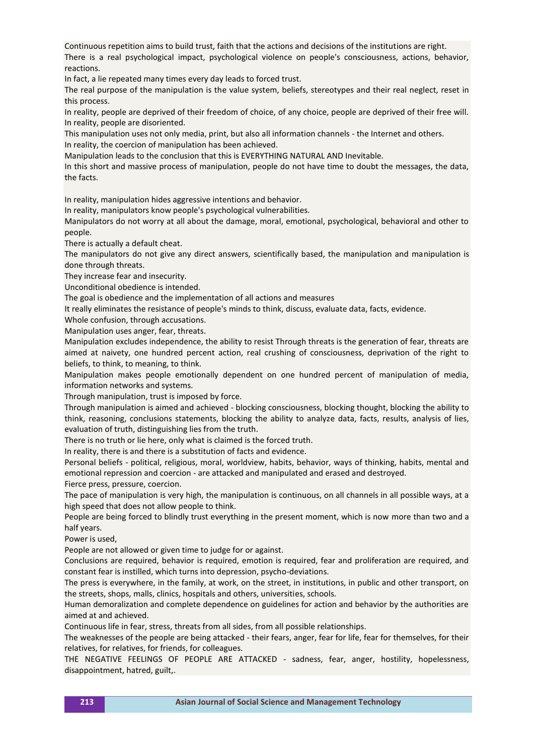Continuous repetition aims to build trust, faith that the actions and decisions of the institutions are right.

There is a real psychological impact, psychological violence on people's consciousness, actions, behavior, reactions.

In fact, a lie repeated many times every day leads to forced trust.

The real purpose of the manipulation is the value system, beliefs, stereotypes and their real neglect, reset in this process.

In reality, people are deprived of their freedom of choice, of any choice, people are deprived of their free will.

In reality, people are disoriented.

This manipulation uses not only media, print, but also all information channels - the Internet and others.

In reality, the coercion of manipulation has been achieved.

Manipulation leads to the conclusion that this is EVERYTHING NATURAL AND Inevitable.

In this short and massive process of manipulation, people do not have time to doubt the messages, the data, the facts.

In reality, manipulation hides aggressive intentions and behavior.

In reality, manipulators know people's psychological vulnerabilities.

Manipulators do not worry at all about the damage, moral, emotional, psychological, behavioral and other to people.

There is actually a default cheat.

The manipulators do not give any direct answers, scientifically based, the manipulation and manipulation is done through threats.

They increase fear and insecurity.

Unconditional obedience is intended.

The goal is obedience and the implementation of all actions and measures

It really eliminates the resistance of people's minds to think, discuss, evaluate data, facts, evidence.

Whole confusion, through accusations.

Manipulation uses anger, fear, threats.

Manipulation excludes independence, the ability to resist Through threats is the generation of fear, threats are aimed at naivety, one hundred percent action, real crushing of consciousness, deprivation of the right to beliefs, to think, to meaning, to think.

Manipulation makes people emotionally dependent on one hundred percent of manipulation of media, information networks and systems.

Through manipulation, trust is imposed by force.

Through manipulation is aimed and achieved - blocking consciousness, blocking thought, blocking the ability to think, reasoning, conclusions statements, blocking the ability to analyze data, facts, results, analysis of lies, evaluation of truth, distinguishing lies from the truth.

There is no truth or lie here, only what is claimed is the forced truth.

In reality, there is and there is a substitution of facts and evidence.

Personal beliefs - political, religious, moral, worldview, habits, behavior, ways of thinking, habits, mental and emotional repression and coercion - are attacked and manipulated and erased and destroyed.

Fierce press, pressure, coercion.

The pace of manipulation is very high, the manipulation is continuous, on all channels in all possible ways, at a high speed that does not allow people to think.

People are being forced to blindly trust everything in the present moment, which is now more than two and a half years.

Power is used,

People are not allowed or given time to judge for or against.

Conclusions are required, behavior is required, emotion is required, fear and proliferation are required, and constant fear is instilled, which turns into depression, psycho-deviations.

The press is everywhere, in the family, at work, on the street, in institutions, in public and other transport, on the streets, shops, malls, clinics, hospitals and others, universities, schools.

Human demoralization and complete dependence on guidelines for action and behavior by the authorities are aimed at and achieved.

Continuous life in fear, stress, threats from all sides, from all possible relationships.

The weaknesses of the people are being attacked - their fears, anger, fear for life, fear for themselves, for their relatives, for relatives, for friends, for colleagues.

THE NEGATIVE FEELINGS OF PEOPLE ARE ATTACKED - sadness, fear, anger, hostility, hopelessness, disappointment, hatred, guilt,.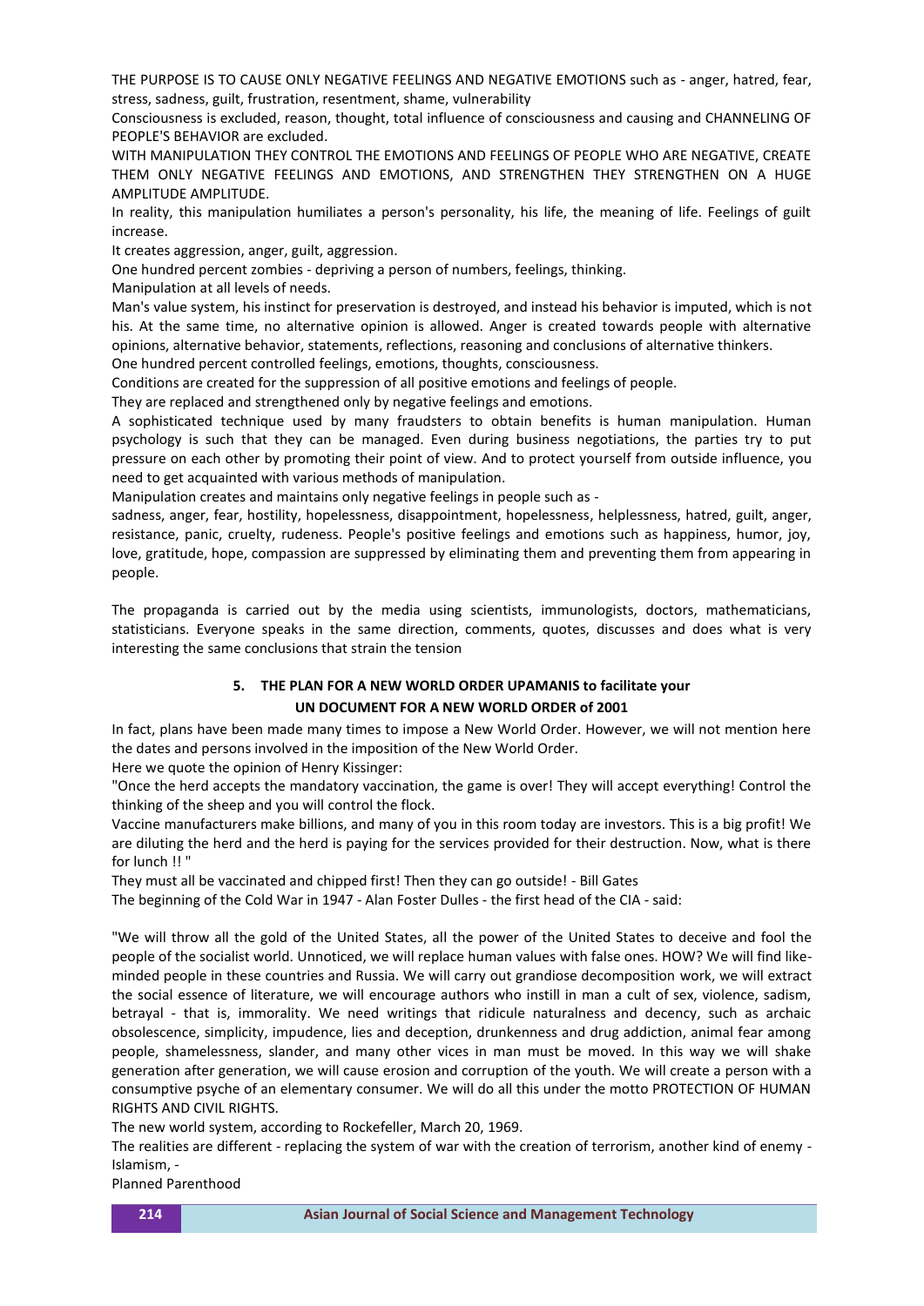THE PURPOSE IS TO CAUSE ONLY NEGATIVE FEELINGS AND NEGATIVE EMOTIONS such as - anger, hatred, fear, stress, sadness, guilt, frustration, resentment, shame, vulnerability

Consciousness is excluded, reason, thought, total influence of consciousness and causing and CHANNELING OF PEOPLE'S BEHAVIOR are excluded.

WITH MANIPULATION THEY CONTROL THE EMOTIONS AND FEELINGS OF PEOPLE WHO ARE NEGATIVE, CREATE THEM ONLY NEGATIVE FEELINGS AND EMOTIONS, AND STRENGTHEN THEY STRENGTHEN ON A HUGE AMPLITUDE AMPLITUDE.

In reality, this manipulation humiliates a person's personality, his life, the meaning of life. Feelings of guilt increase.

It creates aggression, anger, guilt, aggression.

One hundred percent zombies - depriving a person of numbers, feelings, thinking.

Manipulation at all levels of needs.

Man's value system, his instinct for preservation is destroyed, and instead his behavior is imputed, which is not his. At the same time, no alternative opinion is allowed. Anger is created towards people with alternative opinions, alternative behavior, statements, reflections, reasoning and conclusions of alternative thinkers.

One hundred percent controlled feelings, emotions, thoughts, consciousness.

Conditions are created for the suppression of all positive emotions and feelings of people.

They are replaced and strengthened only by negative feelings and emotions.

A sophisticated technique used by many fraudsters to obtain benefits is human manipulation. Human psychology is such that they can be managed. Even during business negotiations, the parties try to put pressure on each other by promoting their point of view. And to protect yourself from outside influence, you need to get acquainted with various methods of manipulation.

Manipulation creates and maintains only negative feelings in people such as -

sadness, anger, fear, hostility, hopelessness, disappointment, hopelessness, helplessness, hatred, guilt, anger, resistance, panic, cruelty, rudeness. People's positive feelings and emotions such as happiness, humor, joy, love, gratitude, hope, compassion are suppressed by eliminating them and preventing them from appearing in people.

The propaganda is carried out by the media using scientists, immunologists, doctors, mathematicians, statisticians. Everyone speaks in the same direction, comments, quotes, discusses and does what is very interesting the same conclusions that strain the tension

## 5. THE PLAN FOR A NEW WORLD ORDER UPAMANIS to facilitate your UN DOCUMENT FOR A NEW WORLD ORDER of 2001

In fact, plans have been made many times to impose a New World Order. However, we will not mention here the dates and persons involved in the imposition of the New World Order.

Here we quote the opinion of Henry Kissinger:

"Once the herd accepts the mandatory vaccination, the game is over! They will accept everything! Control the thinking of the sheep and you will control the flock.

Vaccine manufacturers make billions, and many of you in this room today are investors. This is a big profit! We are diluting the herd and the herd is paying for the services provided for their destruction. Now, what is there for lunch !! "

They must all be vaccinated and chipped first! Then they can go outside! - Bill Gates

The beginning of the Cold War in 1947 - Alan Foster Dulles - the first head of the CIA - said:

"We will throw all the gold of the United States, all the power of the United States to deceive and fool the people of the socialist world. Unnoticed, we will replace human values with false ones. HOW? We will find like-minded people in these countries and Russia. We will carry out grandiose decomposition work, we will extract the social essence of literature, we will encourage authors who instill in man a cult of sex, violence, sadism, betrayal - that is, immorality. We need writings that ridicule naturalness and decency, such as archaic obsolescence, simplicity, impudence, lies and deception, drunkenness and drug addiction, animal fear among people, shamelessness, slander, and many other vices in man must be moved. In this way we will shake generation after generation, we will cause erosion and corruption of the youth. We will create a person with a consumptive psyche of an elementary consumer. We will do all this under the motto PROTECTION OF HUMAN RIGHTS AND CIVIL RIGHTS.

The new world system, according to Rockefeller, March 20, 1969.

The realities are different - replacing the system of war with the creation of terrorism, another kind of enemy - Islamism, -

Planned Parenthood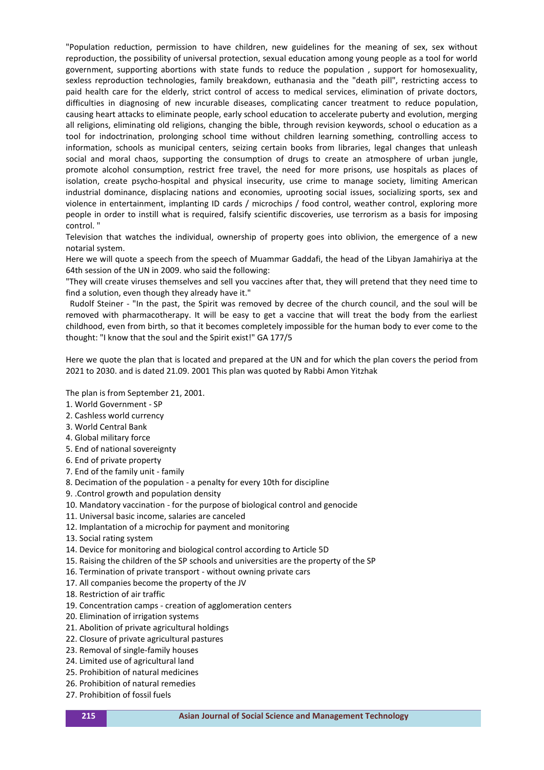"Population reduction, permission to have children, new guidelines for the meaning of sex, sex without reproduction, the possibility of universal protection, sexual education among young people as a tool for world government, supporting abortions with state funds to reduce the population , support for homosexuality, sexless reproduction technologies, family breakdown, euthanasia and the "death pill", restricting access to paid health care for the elderly, strict control of access to medical services, elimination of private doctors, difficulties in diagnosing of new incurable diseases, complicating cancer treatment to reduce population, causing heart attacks to eliminate people, early school education to accelerate puberty and evolution, merging all religions, eliminating old religions, changing the bible, through revision keywords, school o education as a tool for indoctrination, prolonging school time without children learning something, controlling access to information, schools as municipal centers, seizing certain books from libraries, legal changes that unleash social and moral chaos, supporting the consumption of drugs to create an atmosphere of urban jungle, promote alcohol consumption, restrict free travel, the need for more prisons, use hospitals as places of isolation, create psycho-hospital and physical insecurity, use crime to manage society, limiting American industrial dominance, displacing nations and economies, uprooting social issues, socializing sports, sex and violence in entertainment, implanting ID cards / microchips / food control, weather control, exploring more people in order to instill what is required, falsify scientific discoveries, use terrorism as a basis for imposing control. "

Television that watches the individual, ownership of property goes into oblivion, the emergence of a new notarial system.

Here we will quote a speech from the speech of Muammar Gaddafi, the head of the Libyan Jamahiriya at the 64th session of the UN in 2009. who said the following:

"They will create viruses themselves and sell you vaccines after that, they will pretend that they need time to find a solution, even though they already have it."

Rudolf Steiner - "In the past, the Spirit was removed by decree of the church council, and the soul will be removed with pharmacotherapy. It will be easy to get a vaccine that will treat the body from the earliest childhood, even from birth, so that it becomes completely impossible for the human body to ever come to the thought: "I know that the soul and the Spirit exist!" GA 177/5

Here we quote the plan that is located and prepared at the UN and for which the plan covers the period from 2021 to 2030. and is dated 21.09. 2001 This plan was quoted by Rabbi Amon Yitzhak

The plan is from September 21, 2001.

1. World Government - SP
2. Cashless world currency
3. World Central Bank
4. Global military force
5. End of national sovereignty
6. End of private property
7. End of the family unit - family
8. Decimation of the population - a penalty for every 10th for discipline
9. .Control growth and population density
10. Mandatory vaccination - for the purpose of biological control and genocide
11. Universal basic income, salaries are canceled
12. Implantation of a microchip for payment and monitoring
13. Social rating system
14. Device for monitoring and biological control according to Article 5D
15. Raising the children of the SP schools and universities are the property of the SP
16. Termination of private transport - without owning private cars
17. All companies become the property of the JV
18. Restriction of air traffic
19. Concentration camps - creation of agglomeration centers
20. Elimination of irrigation systems
21. Abolition of private agricultural holdings
22. Closure of private agricultural pastures
23. Removal of single-family houses
24. Limited use of agricultural land
25. Prohibition of natural medicines
26. Prohibition of natural remedies
27. Prohibition of fossil fuels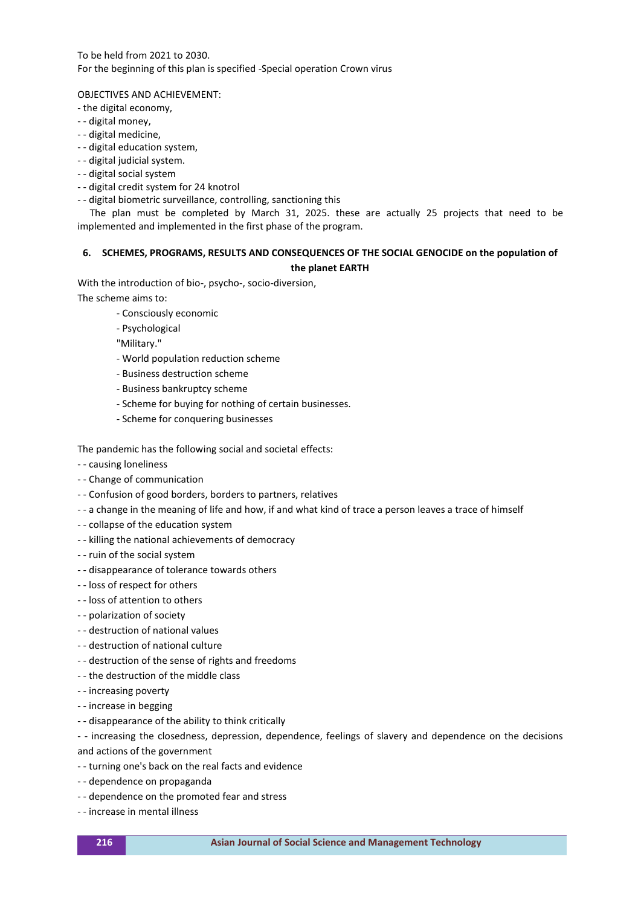To be held from 2021 to 2030.
For the beginning of this plan is specified -Special operation Crown virus

OBJECTIVES AND ACHIEVEMENT:

- the digital economy,
- - digital money,
- - digital medicine,
- - digital education system,
- - digital judicial system.
- - digital social system
- - digital credit system for 24 knotrol
- - digital biometric surveillance, controlling, sanctioning this

The plan must be completed by March 31, 2025. these are actually 25 projects that need to be implemented and implemented in the first phase of the program.

## 6. SCHEMES, PROGRAMS, RESULTS AND CONSEQUENCES OF THE SOCIAL GENOCIDE on the population of the planet EARTH

With the introduction of bio-, psycho-, socio-diversion,
The scheme aims to:

- Consciously economic
- Psychological

"Military."

- World population reduction scheme
- Business destruction scheme
- Business bankruptcy scheme
- Scheme for buying for nothing of certain businesses.
- Scheme for conquering businesses

The pandemic has the following social and societal effects:

- - causing loneliness
- - Change of communication
- - Confusion of good borders, borders to partners, relatives
- - a change in the meaning of life and how, if and what kind of trace a person leaves a trace of himself
- - collapse of the education system
- - killing the national achievements of democracy
- - ruin of the social system
- - disappearance of tolerance towards others
- - loss of respect for others
- - loss of attention to others
- - polarization of society
- - destruction of national values
- - destruction of national culture
- - destruction of the sense of rights and freedoms
- - the destruction of the middle class
- - increasing poverty
- - increase in begging
- - disappearance of the ability to think critically
- - increasing the closedness, depression, dependence, feelings of slavery and dependence on the decisions and actions of the government
- - turning one's back on the real facts and evidence
- - dependence on propaganda
- - dependence on the promoted fear and stress
- - increase in mental illness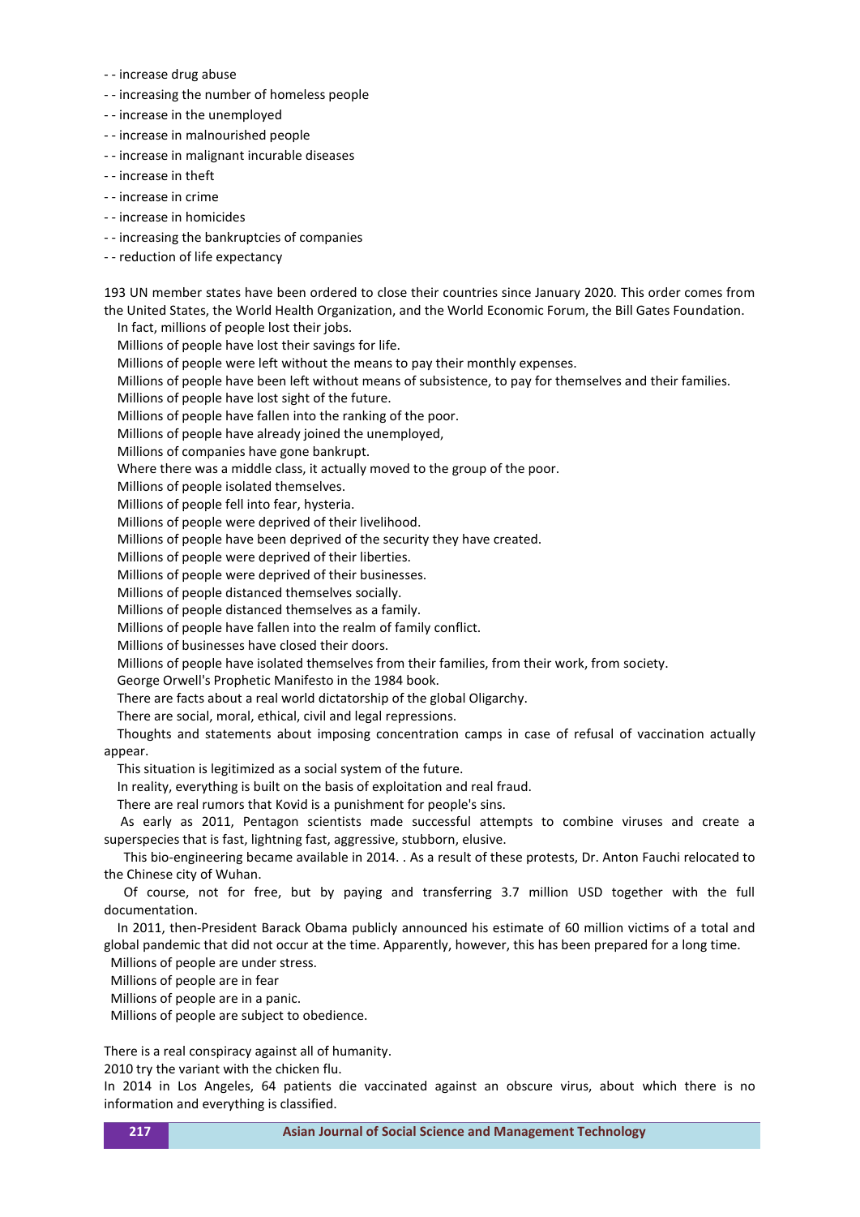- - increase drug abuse
- - increasing the number of homeless people
- - increase in the unemployed
- - increase in malnourished people
- - increase in malignant incurable diseases
- - increase in theft
- - increase in crime
- - increase in homicides
- - increasing the bankruptcies of companies
- - reduction of life expectancy

193 UN member states have been ordered to close their countries since January 2020. This order comes from the United States, the World Health Organization, and the World Economic Forum, the Bill Gates Foundation.

In fact, millions of people lost their jobs.

Millions of people have lost their savings for life.

Millions of people were left without the means to pay their monthly expenses.

Millions of people have been left without means of subsistence, to pay for themselves and their families.

Millions of people have lost sight of the future.

Millions of people have fallen into the ranking of the poor.

Millions of people have already joined the unemployed,

Millions of companies have gone bankrupt.

Where there was a middle class, it actually moved to the group of the poor.

Millions of people isolated themselves.

Millions of people fell into fear, hysteria.

Millions of people were deprived of their livelihood.

Millions of people have been deprived of the security they have created.

Millions of people were deprived of their liberties.

Millions of people were deprived of their businesses.

Millions of people distanced themselves socially.

Millions of people distanced themselves as a family.

Millions of people have fallen into the realm of family conflict.

Millions of businesses have closed their doors.

Millions of people have isolated themselves from their families, from their work, from society.

George Orwell's Prophetic Manifesto in the 1984 book.

There are facts about a real world dictatorship of the global Oligarchy.

There are social, moral, ethical, civil and legal repressions.

Thoughts and statements about imposing concentration camps in case of refusal of vaccination actually appear.

This situation is legitimized as a social system of the future.

In reality, everything is built on the basis of exploitation and real fraud.

There are real rumors that Kovid is a punishment for people's sins.

As early as 2011, Pentagon scientists made successful attempts to combine viruses and create a superspecies that is fast, lightning fast, aggressive, stubborn, elusive.

This bio-engineering became available in 2014. . As a result of these protests, Dr. Anton Fauchi relocated to the Chinese city of Wuhan.

Of course, not for free, but by paying and transferring 3.7 million USD together with the full documentation.

In 2011, then-President Barack Obama publicly announced his estimate of 60 million victims of a total and global pandemic that did not occur at the time. Apparently, however, this has been prepared for a long time.

Millions of people are under stress.

Millions of people are in fear

Millions of people are in a panic.

Millions of people are subject to obedience.

There is a real conspiracy against all of humanity.

2010 try the variant with the chicken flu.

In 2014 in Los Angeles, 64 patients die vaccinated against an obscure virus, about which there is no information and everything is classified.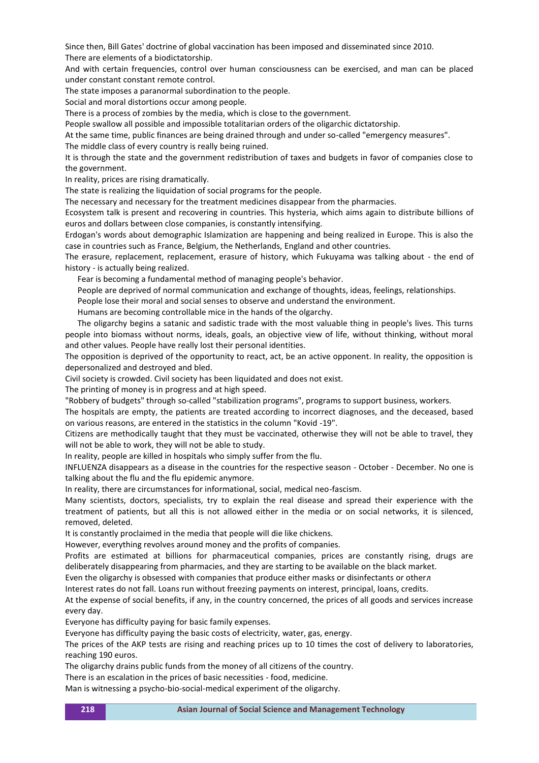Since then, Bill Gates' doctrine of global vaccination has been imposed and disseminated since 2010.

There are elements of a biodictatorship.

And with certain frequencies, control over human consciousness can be exercised, and man can be placed under constant constant remote control.

The state imposes a paranormal subordination to the people.

Social and moral distortions occur among people.

There is a process of zombies by the media, which is close to the government.

People swallow all possible and impossible totalitarian orders of the oligarchic dictatorship.

At the same time, public finances are being drained through and under so-called "emergency measures".

The middle class of every country is really being ruined.

It is through the state and the government redistribution of taxes and budgets in favor of companies close to the government.

In reality, prices are rising dramatically.

The state is realizing the liquidation of social programs for the people.

The necessary and necessary for the treatment medicines disappear from the pharmacies.

Ecosystem talk is present and recovering in countries. This hysteria, which aims again to distribute billions of euros and dollars between close companies, is constantly intensifying.

Erdogan's words about demographic Islamization are happening and being realized in Europe. This is also the case in countries such as France, Belgium, the Netherlands, England and other countries.

The erasure, replacement, replacement, erasure of history, which Fukuyama was talking about - the end of history - is actually being realized.

Fear is becoming a fundamental method of managing people's behavior.

People are deprived of normal communication and exchange of thoughts, ideas, feelings, relationships.

People lose their moral and social senses to observe and understand the environment.

Humans are becoming controllable mice in the hands of the olgarchy.

The oligarchy begins a satanic and sadistic trade with the most valuable thing in people's lives. This turns people into biomass without norms, ideals, goals, an objective view of life, without thinking, without moral and other values. People have really lost their personal identities.

The opposition is deprived of the opportunity to react, act, be an active opponent. In reality, the opposition is depersonalized and destroyed and bled.

Civil society is crowded. Civil society has been liquidated and does not exist.

The printing of money is in progress and at high speed.

"Robbery of budgets" through so-called "stabilization programs", programs to support business, workers.

The hospitals are empty, the patients are treated according to incorrect diagnoses, and the deceased, based on various reasons, are entered in the statistics in the column "Kovid -19".

Citizens are methodically taught that they must be vaccinated, otherwise they will not be able to travel, they will not be able to work, they will not be able to study.

In reality, people are killed in hospitals who simply suffer from the flu.

INFLUENZA disappears as a disease in the countries for the respective season - October - December. No one is talking about the flu and the flu epidemic anymore.

In reality, there are circumstances for informational, social, medical neo-fascism.

Many scientists, doctors, specialists, try to explain the real disease and spread their experience with the treatment of patients, but all this is not allowed either in the media or on social networks, it is silenced, removed, deleted.

It is constantly proclaimed in the media that people will die like chickens.

However, everything revolves around money and the profits of companies.

Profits are estimated at billions for pharmaceutical companies, prices are constantly rising, drugs are deliberately disappearing from pharmacies, and they are starting to be available on the black market.

Even the oligarchy is obsessed with companies that produce either masks or disinfectants or otherл

Interest rates do not fall. Loans run without freezing payments on interest, principal, loans, credits.

At the expense of social benefits, if any, in the country concerned, the prices of all goods and services increase every day.

Everyone has difficulty paying for basic family expenses.

Everyone has difficulty paying the basic costs of electricity, water, gas, energy.

The prices of the AKP tests are rising and reaching prices up to 10 times the cost of delivery to laboratories, reaching 190 euros.

The oligarchy drains public funds from the money of all citizens of the country.

There is an escalation in the prices of basic necessities - food, medicine.

Man is witnessing a psycho-bio-social-medical experiment of the oligarchy.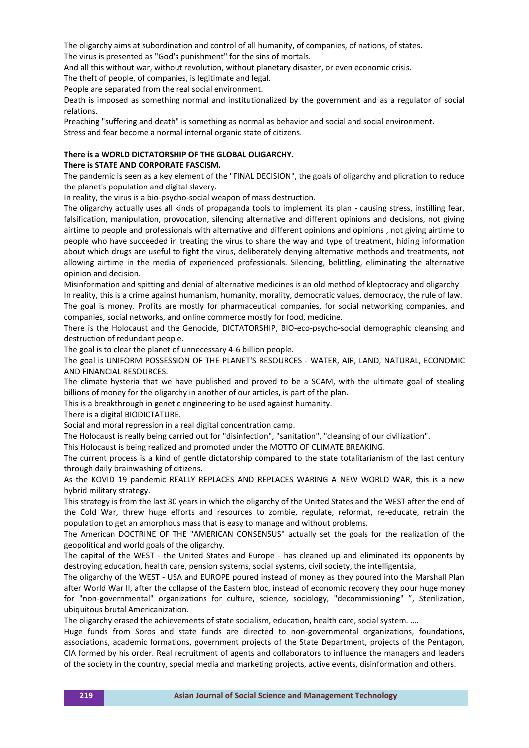The oligarchy aims at subordination and control of all humanity, of companies, of nations, of states.

The virus is presented as "God's punishment" for the sins of mortals.

And all this without war, without revolution, without planetary disaster, or even economic crisis.

The theft of people, of companies, is legitimate and legal.

People are separated from the real social environment.

Death is imposed as something normal and institutionalized by the government and as a regulator of social relations.

Preaching "suffering and death" is something as normal as behavior and social and social environment.

Stress and fear become a normal internal organic state of citizens.

**There is a WORLD DICTATORSHIP OF THE GLOBAL OLIGARCHY.**

**There is STATE AND CORPORATE FASCISM.**

The pandemic is seen as a key element of the "FINAL DECISION", the goals of oligarchy and plication to reduce the planet's population and digital slavery.

In reality, the virus is a bio-psycho-social weapon of mass destruction.

The oligarchy actually uses all kinds of propaganda tools to implement its plan - causing stress, instilling fear, falsification, manipulation, provocation, silencing alternative and different opinions and decisions, not giving airtime to people and professionals with alternative and different opinions and opinions , not giving airtime to people who have succeeded in treating the virus to share the way and type of treatment, hiding information about which drugs are useful to fight the virus, deliberately denying alternative methods and treatments, not allowing airtime in the media of experienced professionals. Silencing, belittling, eliminating the alternative opinion and decision.

Misinformation and spitting and denial of alternative medicines is an old method of kleptocracy and oligarchy

In reality, this is a crime against humanism, humanity, morality, democratic values, democracy, the rule of law.

The goal is money. Profits are mostly for pharmaceutical companies, for social networking companies, and companies, social networks, and online commerce mostly for food, medicine.

There is the Holocaust and the Genocide, DICTATORSHIP, BIO-eco-psycho-social demographic cleansing and destruction of redundant people.

The goal is to clear the planet of unnecessary 4-6 billion people.

The goal is UNIFORM POSSESSION OF THE PLANET'S RESOURCES - WATER, AIR, LAND, NATURAL, ECONOMIC AND FINANCIAL RESOURCES.

The climate hysteria that we have published and proved to be a SCAM, with the ultimate goal of stealing billions of money for the oligarchy in another of our articles, is part of the plan.

This is a breakthrough in genetic engineering to be used against humanity.

There is a digital BIODICTATURE.

Social and moral repression in a real digital concentration camp.

The Holocaust is really being carried out for "disinfection", "sanitation", "cleansing of our civilization".

This Holocaust is being realized and promoted under the MOTTO OF CLIMATE BREAKING.

The current process is a kind of gentle dictatorship compared to the state totalitarianism of the last century through daily brainwashing of citizens.

As the KOVID 19 pandemic REALLY REPLACES AND REPLACES WARING A NEW WORLD WAR, this is a new hybrid military strategy.

This strategy is from the last 30 years in which the oligarchy of the United States and the WEST after the end of the Cold War, threw huge efforts and resources to zombie, regulate, reformat, re-educate, retrain the population to get an amorphous mass that is easy to manage and without problems.

The American DOCTRINE OF THE "AMERICAN CONSENSUS" actually set the goals for the realization of the geopolitical and world goals of the oligarchy.

The capital of the WEST - the United States and Europe - has cleaned up and eliminated its opponents by destroying education, health care, pension systems, social systems, civil society, the intelligentsia,

The oligarchy of the WEST - USA and EUROPE poured instead of money as they poured into the Marshall Plan after World War II, after the collapse of the Eastern bloc, instead of economic recovery they pour huge money for "non-governmental" organizations for culture, science, sociology, "decommissioning" ", Sterilization, ubiquitous brutal Americanization.

The oligarchy erased the achievements of state socialism, education, health care, social system. ….

Huge funds from Soros and state funds are directed to non-governmental organizations, foundations, associations, academic formations, government projects of the State Department, projects of the Pentagon, CIA formed by his order. Real recruitment of agents and collaborators to influence the managers and leaders of the society in the country, special media and marketing projects, active events, disinformation and others.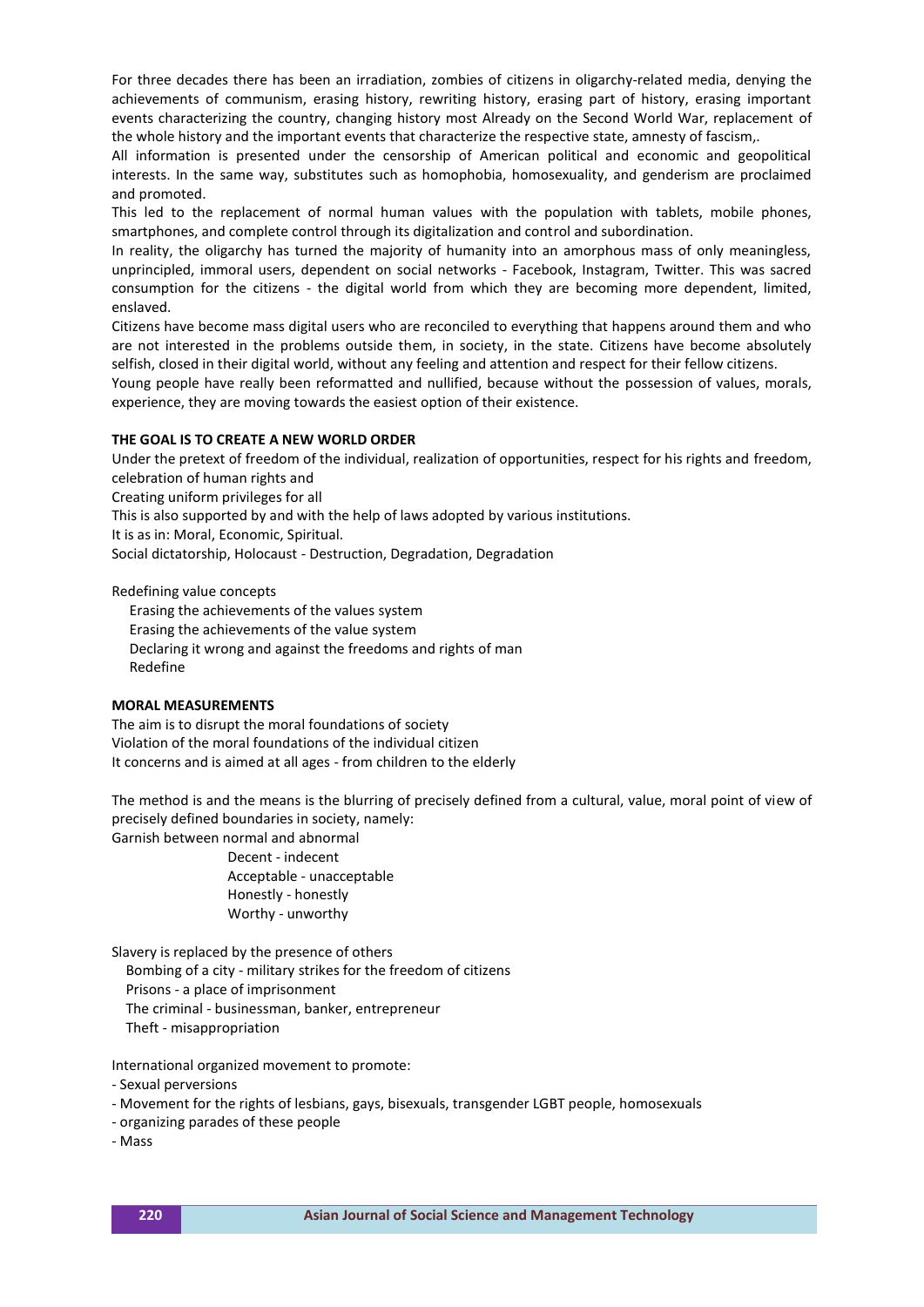For three decades there has been an irradiation, zombies of citizens in oligarchy-related media, denying the achievements of communism, erasing history, rewriting history, erasing part of history, erasing important events characterizing the country, changing history most Already on the Second World War, replacement of the whole history and the important events that characterize the respective state, amnesty of fascism,.

All information is presented under the censorship of American political and economic and geopolitical interests. In the same way, substitutes such as homophobia, homosexuality, and genderism are proclaimed and promoted.

This led to the replacement of normal human values with the population with tablets, mobile phones, smartphones, and complete control through its digitalization and control and subordination.

In reality, the oligarchy has turned the majority of humanity into an amorphous mass of only meaningless, unprincipled, immoral users, dependent on social networks - Facebook, Instagram, Twitter. This was sacred consumption for the citizens - the digital world from which they are becoming more dependent, limited, enslaved.

Citizens have become mass digital users who are reconciled to everything that happens around them and who are not interested in the problems outside them, in society, in the state. Citizens have become absolutely selfish, closed in their digital world, without any feeling and attention and respect for their fellow citizens.

Young people have really been reformatted and nullified, because without the possession of values, morals, experience, they are moving towards the easiest option of their existence.

**THE GOAL IS TO CREATE A NEW WORLD ORDER**

Under the pretext of freedom of the individual, realization of opportunities, respect for his rights and freedom, celebration of human rights and

Creating uniform privileges for all

This is also supported by and with the help of laws adopted by various institutions.

It is as in: Moral, Economic, Spiritual.

Social dictatorship, Holocaust - Destruction, Degradation, Degradation

Redefining value concepts

- Erasing the achievements of the values system
- Erasing the achievements of the value system
- Declaring it wrong and against the freedoms and rights of man
- Redefine

**MORAL MEASUREMENTS**

The aim is to disrupt the moral foundations of society

Violation of the moral foundations of the individual citizen

It concerns and is aimed at all ages - from children to the elderly

The method is and the means is the blurring of precisely defined from a cultural, value, moral point of view of precisely defined boundaries in society, namely:

Garnish between normal and abnormal

- Decent - indecent
- Acceptable - unacceptable
- Honestly - honestly
- Worthy - unworthy

Slavery is replaced by the presence of others

- Bombing of a city - military strikes for the freedom of citizens
- Prisons - a place of imprisonment
- The criminal - businessman, banker, entrepreneur
- Theft - misappropriation

International organized movement to promote:

- Sexual perversions
- Movement for the rights of lesbians, gays, bisexuals, transgender LGBT people, homosexuals
- organizing parades of these people
- Mass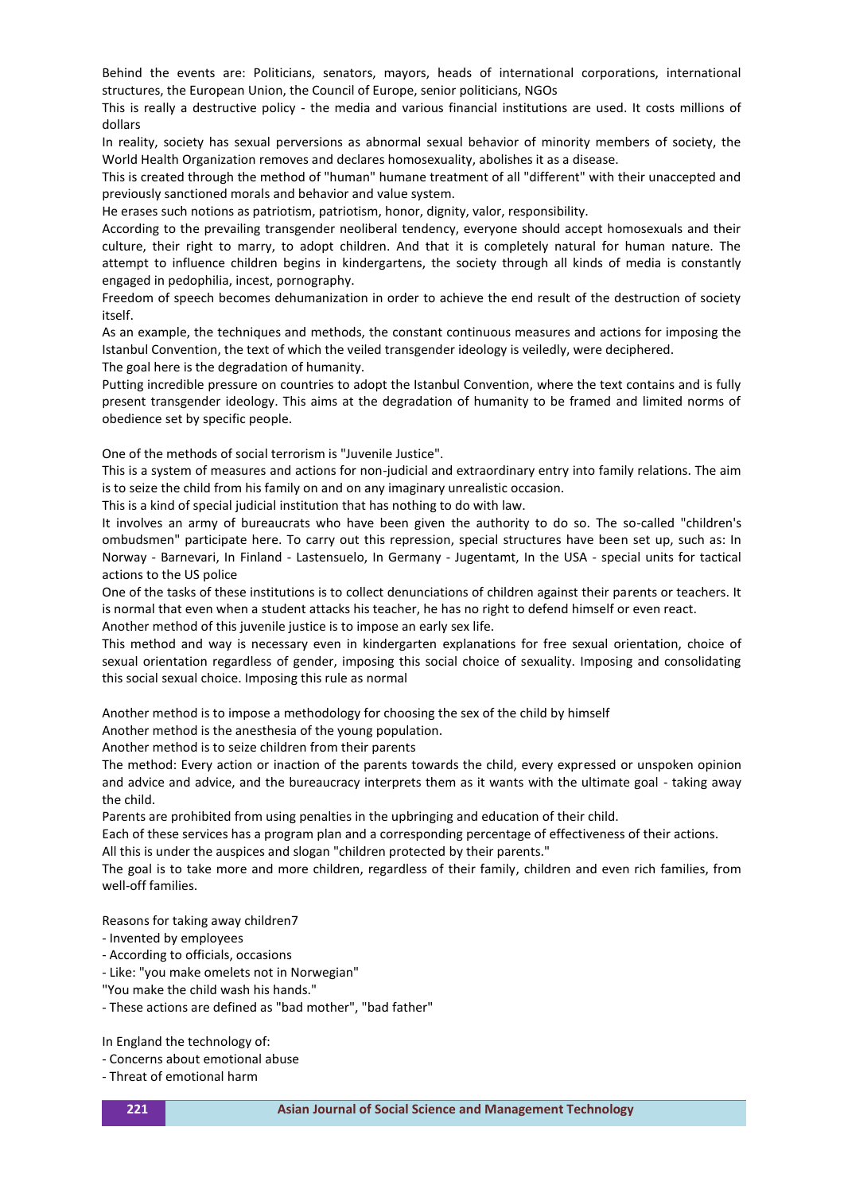Behind the events are: Politicians, senators, mayors, heads of international corporations, international structures, the European Union, the Council of Europe, senior politicians, NGOs

This is really a destructive policy - the media and various financial institutions are used. It costs millions of dollars

In reality, society has sexual perversions as abnormal sexual behavior of minority members of society, the World Health Organization removes and declares homosexuality, abolishes it as a disease.

This is created through the method of "human" humane treatment of all "different" with their unaccepted and previously sanctioned morals and behavior and value system.

He erases such notions as patriotism, patriotism, honor, dignity, valor, responsibility.

According to the prevailing transgender neoliberal tendency, everyone should accept homosexuals and their culture, their right to marry, to adopt children. And that it is completely natural for human nature. The attempt to influence children begins in kindergartens, the society through all kinds of media is constantly engaged in pedophilia, incest, pornography.

Freedom of speech becomes dehumanization in order to achieve the end result of the destruction of society itself.

As an example, the techniques and methods, the constant continuous measures and actions for imposing the Istanbul Convention, the text of which the veiled transgender ideology is veiledly, were deciphered.

The goal here is the degradation of humanity.

Putting incredible pressure on countries to adopt the Istanbul Convention, where the text contains and is fully present transgender ideology. This aims at the degradation of humanity to be framed and limited norms of obedience set by specific people.

One of the methods of social terrorism is "Juvenile Justice".

This is a system of measures and actions for non-judicial and extraordinary entry into family relations. The aim is to seize the child from his family on and on any imaginary unrealistic occasion.

This is a kind of special judicial institution that has nothing to do with law.

It involves an army of bureaucrats who have been given the authority to do so. The so-called "children's ombudsmen" participate here. To carry out this repression, special structures have been set up, such as: In Norway - Barnevari, In Finland - Lastensuelo, In Germany - Jugentamt, In the USA - special units for tactical actions to the US police

One of the tasks of these institutions is to collect denunciations of children against their parents or teachers. It is normal that even when a student attacks his teacher, he has no right to defend himself or even react.

Another method of this juvenile justice is to impose an early sex life.

This method and way is necessary even in kindergarten explanations for free sexual orientation, choice of sexual orientation regardless of gender, imposing this social choice of sexuality. Imposing and consolidating this social sexual choice. Imposing this rule as normal

Another method is to impose a methodology for choosing the sex of the child by himself

Another method is the anesthesia of the young population.

Another method is to seize children from their parents

The method: Every action or inaction of the parents towards the child, every expressed or unspoken opinion and advice and advice, and the bureaucracy interprets them as it wants with the ultimate goal - taking away the child.

Parents are prohibited from using penalties in the upbringing and education of their child.

Each of these services has a program plan and a corresponding percentage of effectiveness of their actions.

All this is under the auspices and slogan "children protected by their parents."

The goal is to take more and more children, regardless of their family, children and even rich families, from well-off families.

Reasons for taking away children7

- Invented by employees
- According to officials, occasions
- Like: "you make omelets not in Norwegian"

"You make the child wash his hands."

- These actions are defined as "bad mother", "bad father"

In England the technology of:

- Concerns about emotional abuse
- Threat of emotional harm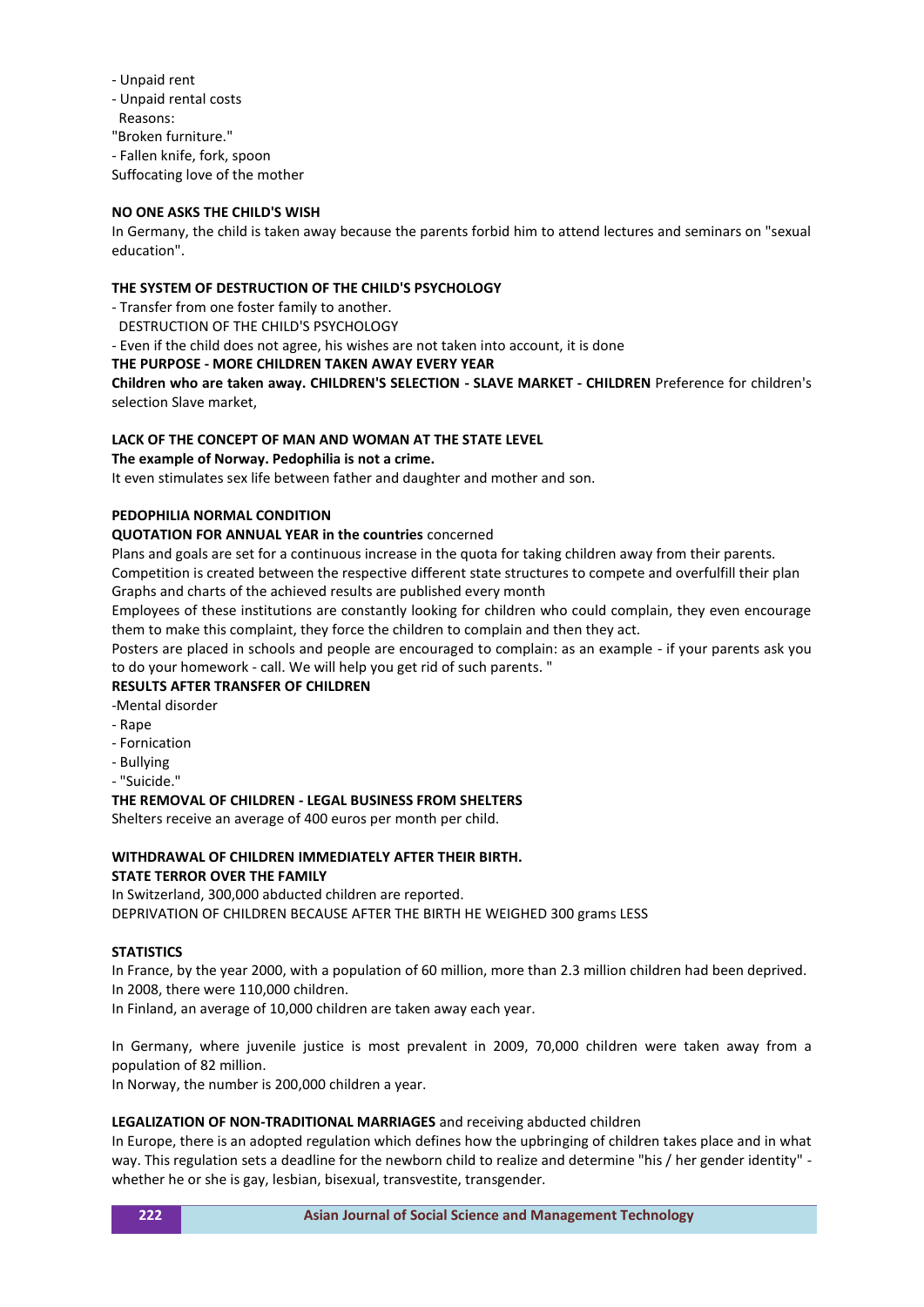- Unpaid rent
- Unpaid rental costs
 Reasons:
"Broken furniture."
- Fallen knife, fork, spoon
Suffocating love of the mother

**NO ONE ASKS THE CHILD'S WISH**

In Germany, the child is taken away because the parents forbid him to attend lectures and seminars on "sexual education".

**THE SYSTEM OF DESTRUCTION OF THE CHILD'S PSYCHOLOGY**

- Transfer from one foster family to another.
 DESTRUCTION OF THE CHILD'S PSYCHOLOGY
- Even if the child does not agree, his wishes are not taken into account, it is done

**THE PURPOSE - MORE CHILDREN TAKEN AWAY EVERY YEAR**

**Children who are taken away. CHILDREN'S SELECTION - SLAVE MARKET - CHILDREN** Preference for children's selection Slave market,

**LACK OF THE CONCEPT OF MAN AND WOMAN AT THE STATE LEVEL**

**The example of Norway. Pedophilia is not a crime.**

It even stimulates sex life between father and daughter and mother and son.

**PEDOPHILIA NORMAL CONDITION**

**QUOTATION FOR ANNUAL YEAR in the countries** concerned

Plans and goals are set for a continuous increase in the quota for taking children away from their parents.
Competition is created between the respective different state structures to compete and overfulfill their plan
Graphs and charts of the achieved results are published every month

Employees of these institutions are constantly looking for children who could complain, they even encourage them to make this complaint, they force the children to complain and then they act.

Posters are placed in schools and people are encouraged to complain: as an example - if your parents ask you to do your homework - call. We will help you get rid of such parents. "

**RESULTS AFTER TRANSFER OF CHILDREN**

-Mental disorder
- Rape
- Fornication
- Bullying
- "Suicide."

**THE REMOVAL OF CHILDREN - LEGAL BUSINESS FROM SHELTERS**

Shelters receive an average of 400 euros per month per child.

**WITHDRAWAL OF CHILDREN IMMEDIATELY AFTER THEIR BIRTH.**

**STATE TERROR OVER THE FAMILY**

In Switzerland, 300,000 abducted children are reported.
DEPRIVATION OF CHILDREN BECAUSE AFTER THE BIRTH HE WEIGHED 300 grams LESS

**STATISTICS**

In France, by the year 2000, with a population of 60 million, more than 2.3 million children had been deprived.
In 2008, there were 110,000 children.
In Finland, an average of 10,000 children are taken away each year.

In Germany, where juvenile justice is most prevalent in 2009, 70,000 children were taken away from a population of 82 million.
In Norway, the number is 200,000 children a year.

**LEGALIZATION OF NON-TRADITIONAL MARRIAGES** and receiving abducted children

In Europe, there is an adopted regulation which defines how the upbringing of children takes place and in what way. This regulation sets a deadline for the newborn child to realize and determine "his / her gender identity" - whether he or she is gay, lesbian, bisexual, transvestite, transgender.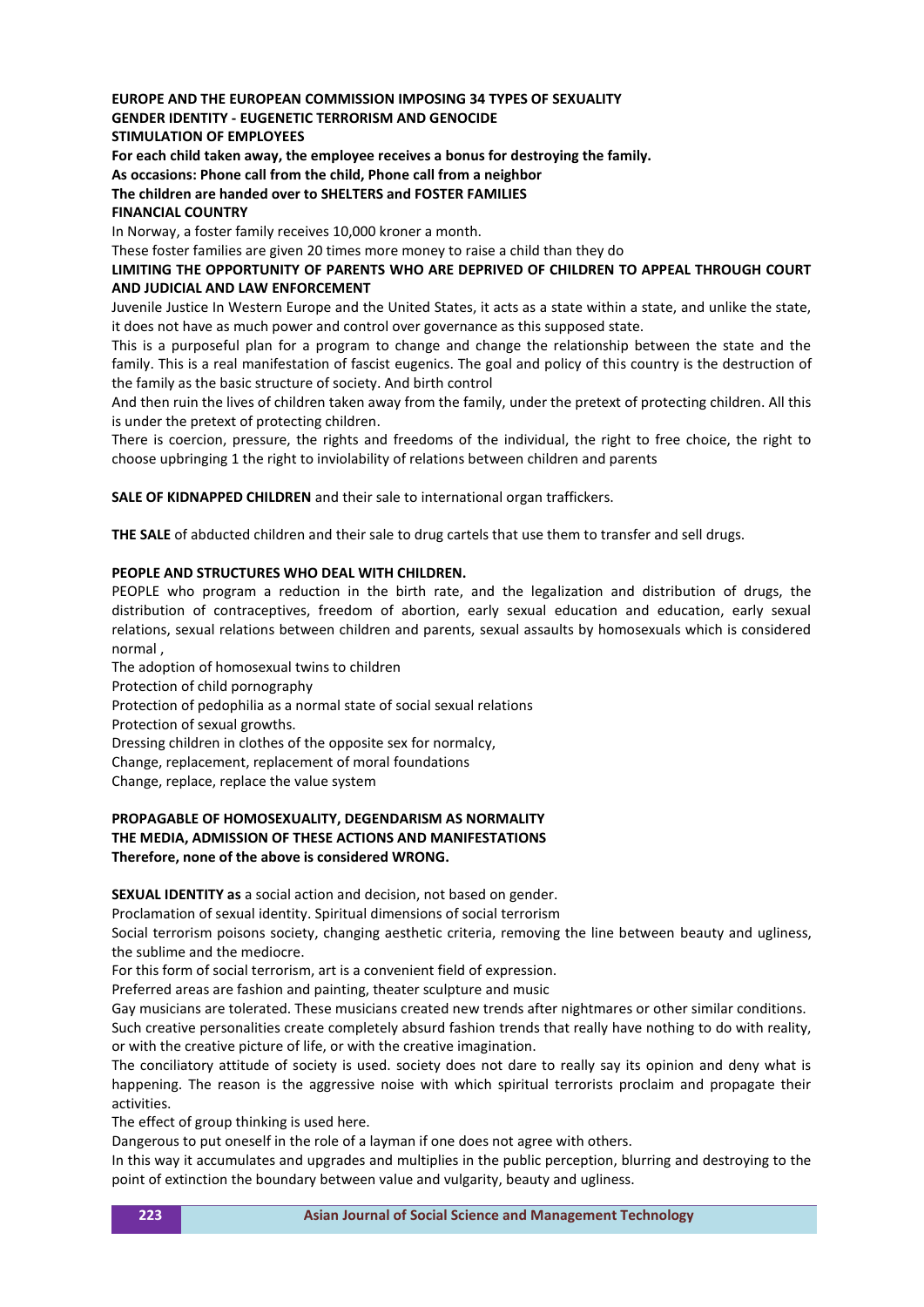**EUROPE AND THE EUROPEAN COMMISSION IMPOSING 34 TYPES OF SEXUALITY**
**GENDER IDENTITY - EUGENETIC TERRORISM AND GENOCIDE**
**STIMULATION OF EMPLOYEES**
**For each child taken away, the employee receives a bonus for destroying the family.**
**As occasions: Phone call from the child, Phone call from a neighbor**
**The children are handed over to SHELTERS and FOSTER FAMILIES**
**FINANCIAL COUNTRY**

In Norway, a foster family receives 10,000 kroner a month.

These foster families are given 20 times more money to raise a child than they do

**LIMITING THE OPPORTUNITY OF PARENTS WHO ARE DEPRIVED OF CHILDREN TO APPEAL THROUGH COURT AND JUDICIAL AND LAW ENFORCEMENT**

Juvenile Justice In Western Europe and the United States, it acts as a state within a state, and unlike the state, it does not have as much power and control over governance as this supposed state.

This is a purposeful plan for a program to change and change the relationship between the state and the family. This is a real manifestation of fascist eugenics. The goal and policy of this country is the destruction of the family as the basic structure of society. And birth control

And then ruin the lives of children taken away from the family, under the pretext of protecting children. All this is under the pretext of protecting children.

There is coercion, pressure, the rights and freedoms of the individual, the right to free choice, the right to choose upbringing 1 the right to inviolability of relations between children and parents

**SALE OF KIDNAPPED CHILDREN** and their sale to international organ traffickers.

**THE SALE** of abducted children and their sale to drug cartels that use them to transfer and sell drugs.

**PEOPLE AND STRUCTURES WHO DEAL WITH CHILDREN.**

PEOPLE who program a reduction in the birth rate, and the legalization and distribution of drugs, the distribution of contraceptives, freedom of abortion, early sexual education and education, early sexual relations, sexual relations between children and parents, sexual assaults by homosexuals which is considered normal ,

The adoption of homosexual twins to children

Protection of child pornography

Protection of pedophilia as a normal state of social sexual relations

Protection of sexual growths.

Dressing children in clothes of the opposite sex for normalcy,

Change, replacement, replacement of moral foundations

Change, replace, replace the value system

**PROPAGABLE OF HOMOSEXUALITY, DEGENDARISM AS NORMALITY**
**THE MEDIA, ADMISSION OF THESE ACTIONS AND MANIFESTATIONS**
**Therefore, none of the above is considered WRONG.**

**SEXUAL IDENTITY as** a social action and decision, not based on gender.

Proclamation of sexual identity. Spiritual dimensions of social terrorism

Social terrorism poisons society, changing aesthetic criteria, removing the line between beauty and ugliness, the sublime and the mediocre.

For this form of social terrorism, art is a convenient field of expression.

Preferred areas are fashion and painting, theater sculpture and music

Gay musicians are tolerated. These musicians created new trends after nightmares or other similar conditions.

Such creative personalities create completely absurd fashion trends that really have nothing to do with reality, or with the creative picture of life, or with the creative imagination.

The conciliatory attitude of society is used. society does not dare to really say its opinion and deny what is happening. The reason is the aggressive noise with which spiritual terrorists proclaim and propagate their activities.

The effect of group thinking is used here.

Dangerous to put oneself in the role of a layman if one does not agree with others.

In this way it accumulates and upgrades and multiplies in the public perception, blurring and destroying to the point of extinction the boundary between value and vulgarity, beauty and ugliness.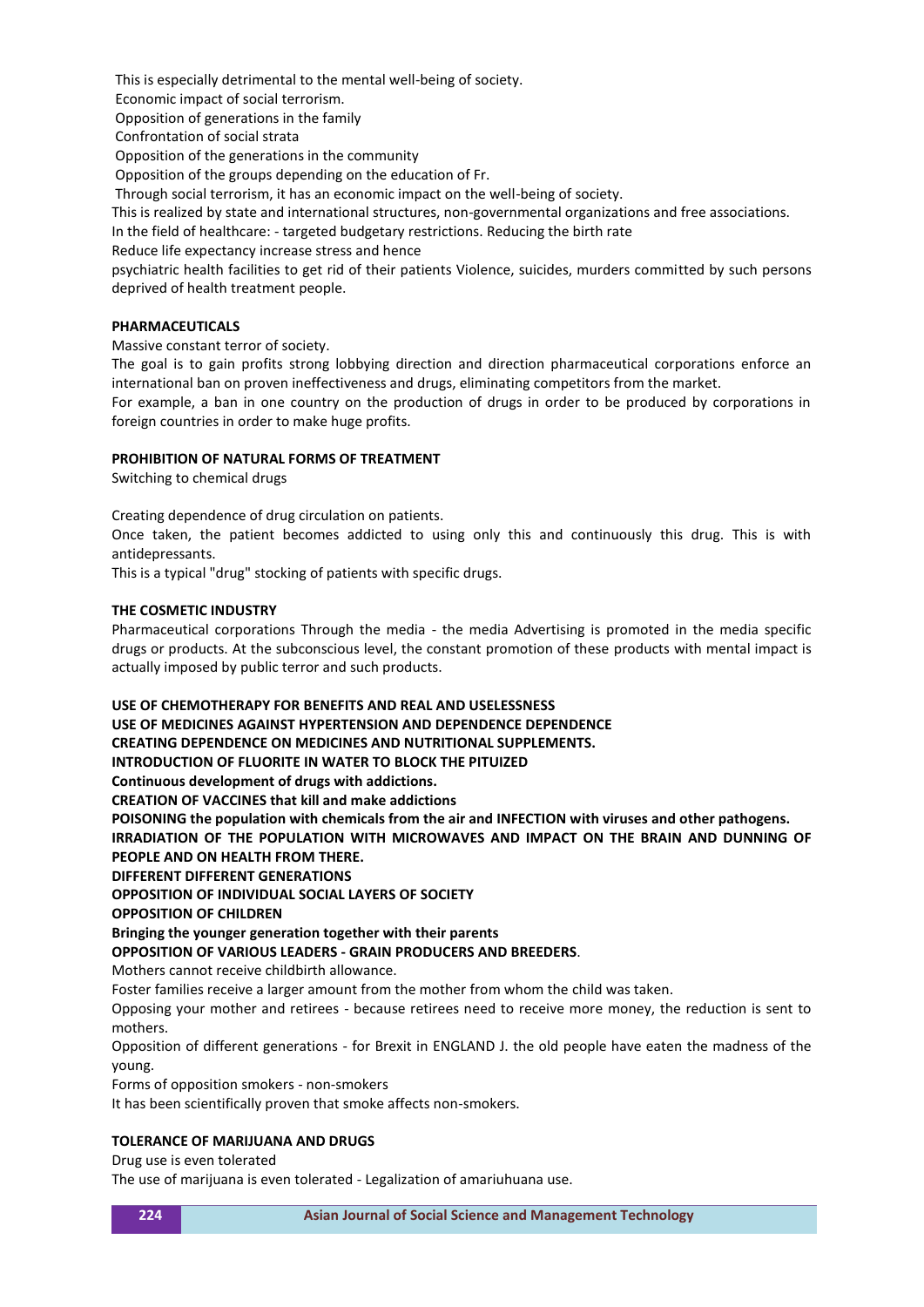This is especially detrimental to the mental well-being of society.

Economic impact of social terrorism.

Opposition of generations in the family

Confrontation of social strata

Opposition of the generations in the community

Opposition of the groups depending on the education of Fr.

Through social terrorism, it has an economic impact on the well-being of society.

This is realized by state and international structures, non-governmental organizations and free associations.

In the field of healthcare: - targeted budgetary restrictions. Reducing the birth rate

Reduce life expectancy increase stress and hence

psychiatric health facilities to get rid of their patients Violence, suicides, murders committed by such persons deprived of health treatment people.

**PHARMACEUTICALS**

Massive constant terror of society.

The goal is to gain profits strong lobbying direction and direction pharmaceutical corporations enforce an international ban on proven ineffectiveness and drugs, eliminating competitors from the market.

For example, a ban in one country on the production of drugs in order to be produced by corporations in foreign countries in order to make huge profits.

**PROHIBITION OF NATURAL FORMS OF TREATMENT**

Switching to chemical drugs

Creating dependence of drug circulation on patients.

Once taken, the patient becomes addicted to using only this and continuously this drug. This is with antidepressants.

This is a typical "drug" stocking of patients with specific drugs.

**THE COSMETIC INDUSTRY**

Pharmaceutical corporations Through the media - the media Advertising is promoted in the media specific drugs or products. At the subconscious level, the constant promotion of these products with mental impact is actually imposed by public terror and such products.

**USE OF CHEMOTHERAPY FOR BENEFITS AND REAL AND USELESSNESS**

**USE OF MEDICINES AGAINST HYPERTENSION AND DEPENDENCE DEPENDENCE**

**CREATING DEPENDENCE ON MEDICINES AND NUTRITIONAL SUPPLEMENTS.**

**INTRODUCTION OF FLUORITE IN WATER TO BLOCK THE PITUIZED**

**Continuous development of drugs with addictions.**

**CREATION OF VACCINES that kill and make addictions**

**POISONING the population with chemicals from the air and INFECTION with viruses and other pathogens.**

**IRRADIATION OF THE POPULATION WITH MICROWAVES AND IMPACT ON THE BRAIN AND DUNNING OF PEOPLE AND ON HEALTH FROM THERE.**

**DIFFERENT DIFFERENT GENERATIONS**

**OPPOSITION OF INDIVIDUAL SOCIAL LAYERS OF SOCIETY**

**OPPOSITION OF CHILDREN**

**Bringing the younger generation together with their parents**

**OPPOSITION OF VARIOUS LEADERS - GRAIN PRODUCERS AND BREEDERS**.

Mothers cannot receive childbirth allowance.

Foster families receive a larger amount from the mother from whom the child was taken.

Opposing your mother and retirees - because retirees need to receive more money, the reduction is sent to mothers.

Opposition of different generations - for Brexit in ENGLAND J. the old people have eaten the madness of the young.

Forms of opposition smokers - non-smokers

It has been scientifically proven that smoke affects non-smokers.

**TOLERANCE OF MARIJUANA AND DRUGS**

Drug use is even tolerated

The use of marijuana is even tolerated - Legalization of amariuhuana use.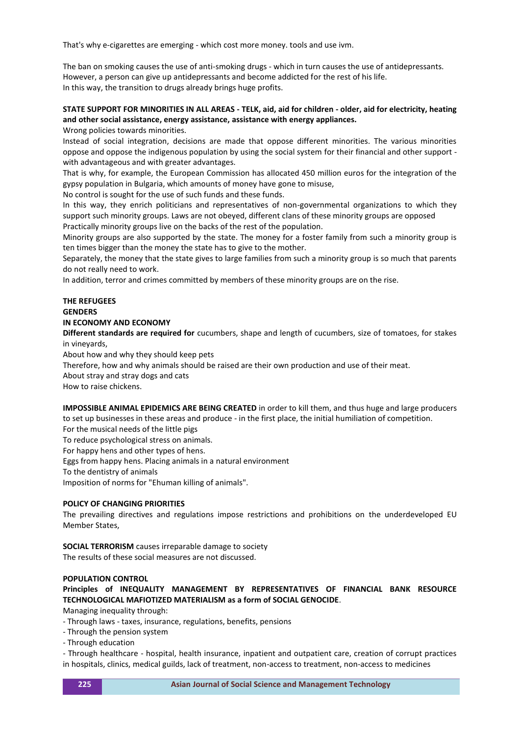That's why e-cigarettes are emerging - which cost more money. tools and use ivm.

The ban on smoking causes the use of anti-smoking drugs - which in turn causes the use of antidepressants. However, a person can give up antidepressants and become addicted for the rest of his life.
In this way, the transition to drugs already brings huge profits.

**STATE SUPPORT FOR MINORITIES IN ALL AREAS - TELK, aid, aid for children - older, aid for electricity, heating and other social assistance, energy assistance, assistance with energy appliances.**

Wrong policies towards minorities.

Instead of social integration, decisions are made that oppose different minorities. The various minorities oppose and oppose the indigenous population by using the social system for their financial and other support - with advantageous and with greater advantages.

That is why, for example, the European Commission has allocated 450 million euros for the integration of the gypsy population in Bulgaria, which amounts of money have gone to misuse,

No control is sought for the use of such funds and these funds.

In this way, they enrich politicians and representatives of non-governmental organizations to which they support such minority groups. Laws are not obeyed, different clans of these minority groups are opposed

Practically minority groups live on the backs of the rest of the population.

Minority groups are also supported by the state. The money for a foster family from such a minority group is ten times bigger than the money the state has to give to the mother.

Separately, the money that the state gives to large families from such a minority group is so much that parents do not really need to work.

In addition, terror and crimes committed by members of these minority groups are on the rise.

**THE REFUGEES**

**GENDERS**

**IN ECONOMY AND ECONOMY**

**Different standards are required for** cucumbers, shape and length of cucumbers, size of tomatoes, for stakes in vineyards,

About how and why they should keep pets

Therefore, how and why animals should be raised are their own production and use of their meat.

About stray and stray dogs and cats

How to raise chickens.

**IMPOSSIBLE ANIMAL EPIDEMICS ARE BEING CREATED** in order to kill them, and thus huge and large producers to set up businesses in these areas and produce - in the first place, the initial humiliation of competition.

For the musical needs of the little pigs

To reduce psychological stress on animals.

For happy hens and other types of hens.

Eggs from happy hens. Placing animals in a natural environment

To the dentistry of animals

Imposition of norms for "Ehuman killing of animals".

**POLICY OF CHANGING PRIORITIES**

The prevailing directives and regulations impose restrictions and prohibitions on the underdeveloped EU Member States,

**SOCIAL TERRORISM** causes irreparable damage to society

The results of these social measures are not discussed.

**POPULATION CONTROL**

**Principles of INEQUALITY MANAGEMENT BY REPRESENTATIVES OF FINANCIAL BANK RESOURCE TECHNOLOGICAL MAFIOTIZED MATERIALISM as a form of SOCIAL GENOCIDE**.

Managing inequality through:

- Through laws - taxes, insurance, regulations, benefits, pensions
- Through the pension system
- Through education
- Through healthcare - hospital, health insurance, inpatient and outpatient care, creation of corrupt practices in hospitals, clinics, medical guilds, lack of treatment, non-access to treatment, non-access to medicines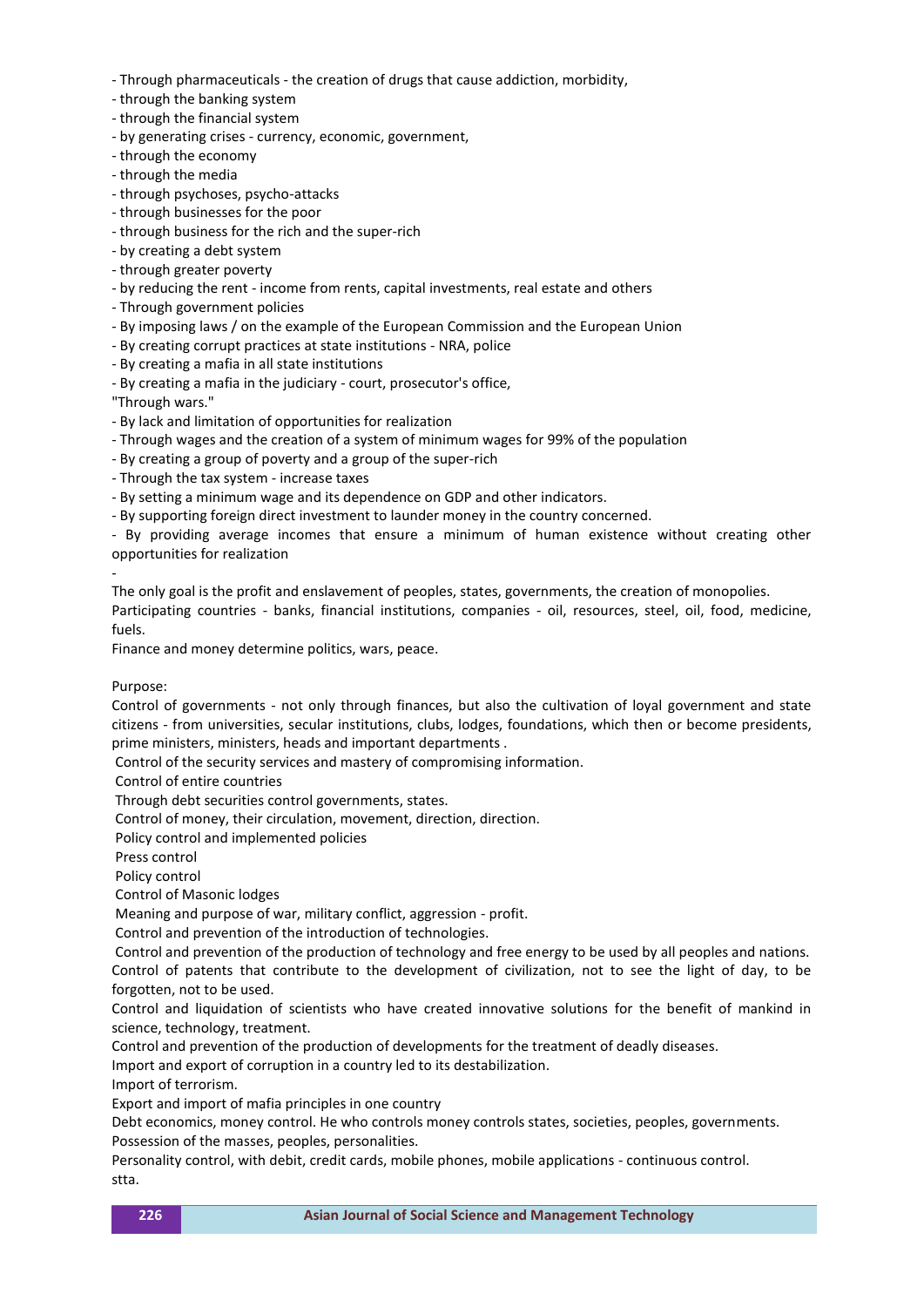- Through pharmaceuticals - the creation of drugs that cause addiction, morbidity,
- through the banking system
- through the financial system
- by generating crises - currency, economic, government,
- through the economy
- through the media
- through psychoses, psycho-attacks
- through businesses for the poor
- through business for the rich and the super-rich
- by creating a debt system
- through greater poverty
- by reducing the rent - income from rents, capital investments, real estate and others
- Through government policies
- By imposing laws / on the example of the European Commission and the European Union
- By creating corrupt practices at state institutions - NRA, police
- By creating a mafia in all state institutions
- By creating a mafia in the judiciary - court, prosecutor's office,

"Through wars."

- By lack and limitation of opportunities for realization
- Through wages and the creation of a system of minimum wages for 99% of the population
- By creating a group of poverty and a group of the super-rich
- Through the tax system - increase taxes
- By setting a minimum wage and its dependence on GDP and other indicators.
- By supporting foreign direct investment to launder money in the country concerned.
- By providing average incomes that ensure a minimum of human existence without creating other opportunities for realization

-

The only goal is the profit and enslavement of peoples, states, governments, the creation of monopolies.

Participating countries - banks, financial institutions, companies - oil, resources, steel, oil, food, medicine, fuels.

Finance and money determine politics, wars, peace.

Purpose:

Control of governments - not only through finances, but also the cultivation of loyal government and state citizens - from universities, secular institutions, clubs, lodges, foundations, which then or become presidents, prime ministers, ministers, heads and important departments .

Control of the security services and mastery of compromising information.

Control of entire countries

Through debt securities control governments, states.

Control of money, their circulation, movement, direction, direction.

Policy control and implemented policies

Press control

Policy control

Control of Masonic lodges

Meaning and purpose of war, military conflict, aggression - profit.

Control and prevention of the introduction of technologies.

Control and prevention of the production of technology and free energy to be used by all peoples and nations.

Control of patents that contribute to the development of civilization, not to see the light of day, to be forgotten, not to be used.

Control and liquidation of scientists who have created innovative solutions for the benefit of mankind in science, technology, treatment.

Control and prevention of the production of developments for the treatment of deadly diseases.

Import and export of corruption in a country led to its destabilization.

Import of terrorism.

Export and import of mafia principles in one country

Debt economics, money control. He who controls money controls states, societies, peoples, governments.

Possession of the masses, peoples, personalities.

Personality control, with debit, credit cards, mobile phones, mobile applications - continuous control.

stta.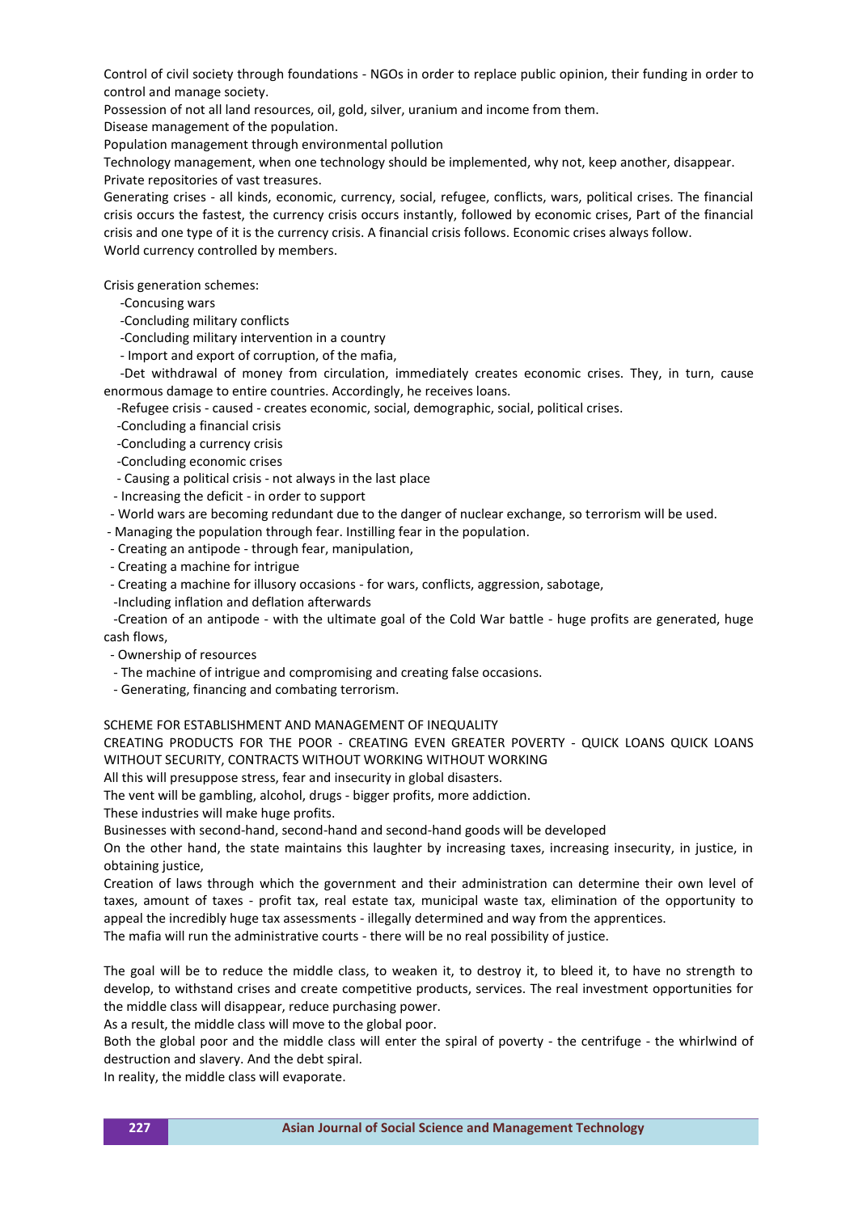Control of civil society through foundations - NGOs in order to replace public opinion, their funding in order to control and manage society.

Possession of not all land resources, oil, gold, silver, uranium and income from them.

Disease management of the population.

Population management through environmental pollution

Technology management, when one technology should be implemented, why not, keep another, disappear.

Private repositories of vast treasures.

Generating crises - all kinds, economic, currency, social, refugee, conflicts, wars, political crises. The financial crisis occurs the fastest, the currency crisis occurs instantly, followed by economic crises, Part of the financial crisis and one type of it is the currency crisis. A financial crisis follows. Economic crises always follow.

World currency controlled by members.

Crisis generation schemes:

-Concusing wars

-Concluding military conflicts

-Concluding military intervention in a country

- Import and export of corruption, of the mafia,

-Det withdrawal of money from circulation, immediately creates economic crises. They, in turn, cause enormous damage to entire countries. Accordingly, he receives loans.

-Refugee crisis - caused - creates economic, social, demographic, social, political crises.

-Concluding a financial crisis

-Concluding a currency crisis

-Concluding economic crises

- Causing a political crisis - not always in the last place

- Increasing the deficit - in order to support

- World wars are becoming redundant due to the danger of nuclear exchange, so terrorism will be used.

- Managing the population through fear. Instilling fear in the population.

- Creating an antipode - through fear, manipulation,

- Creating a machine for intrigue

- Creating a machine for illusory occasions - for wars, conflicts, aggression, sabotage,

-Including inflation and deflation afterwards

-Creation of an antipode - with the ultimate goal of the Cold War battle - huge profits are generated, huge cash flows,

- Ownership of resources

- The machine of intrigue and compromising and creating false occasions.

- Generating, financing and combating terrorism.

SCHEME FOR ESTABLISHMENT AND MANAGEMENT OF INEQUALITY

CREATING PRODUCTS FOR THE POOR - CREATING EVEN GREATER POVERTY - QUICK LOANS QUICK LOANS WITHOUT SECURITY, CONTRACTS WITHOUT WORKING WITHOUT WORKING

All this will presuppose stress, fear and insecurity in global disasters.

The vent will be gambling, alcohol, drugs - bigger profits, more addiction.

These industries will make huge profits.

Businesses with second-hand, second-hand and second-hand goods will be developed

On the other hand, the state maintains this laughter by increasing taxes, increasing insecurity, in justice, in obtaining justice,

Creation of laws through which the government and their administration can determine their own level of taxes, amount of taxes - profit tax, real estate tax, municipal waste tax, elimination of the opportunity to appeal the incredibly huge tax assessments - illegally determined and way from the apprentices.

The mafia will run the administrative courts - there will be no real possibility of justice.

The goal will be to reduce the middle class, to weaken it, to destroy it, to bleed it, to have no strength to develop, to withstand crises and create competitive products, services. The real investment opportunities for the middle class will disappear, reduce purchasing power.

As a result, the middle class will move to the global poor.

Both the global poor and the middle class will enter the spiral of poverty - the centrifuge - the whirlwind of destruction and slavery. And the debt spiral.

In reality, the middle class will evaporate.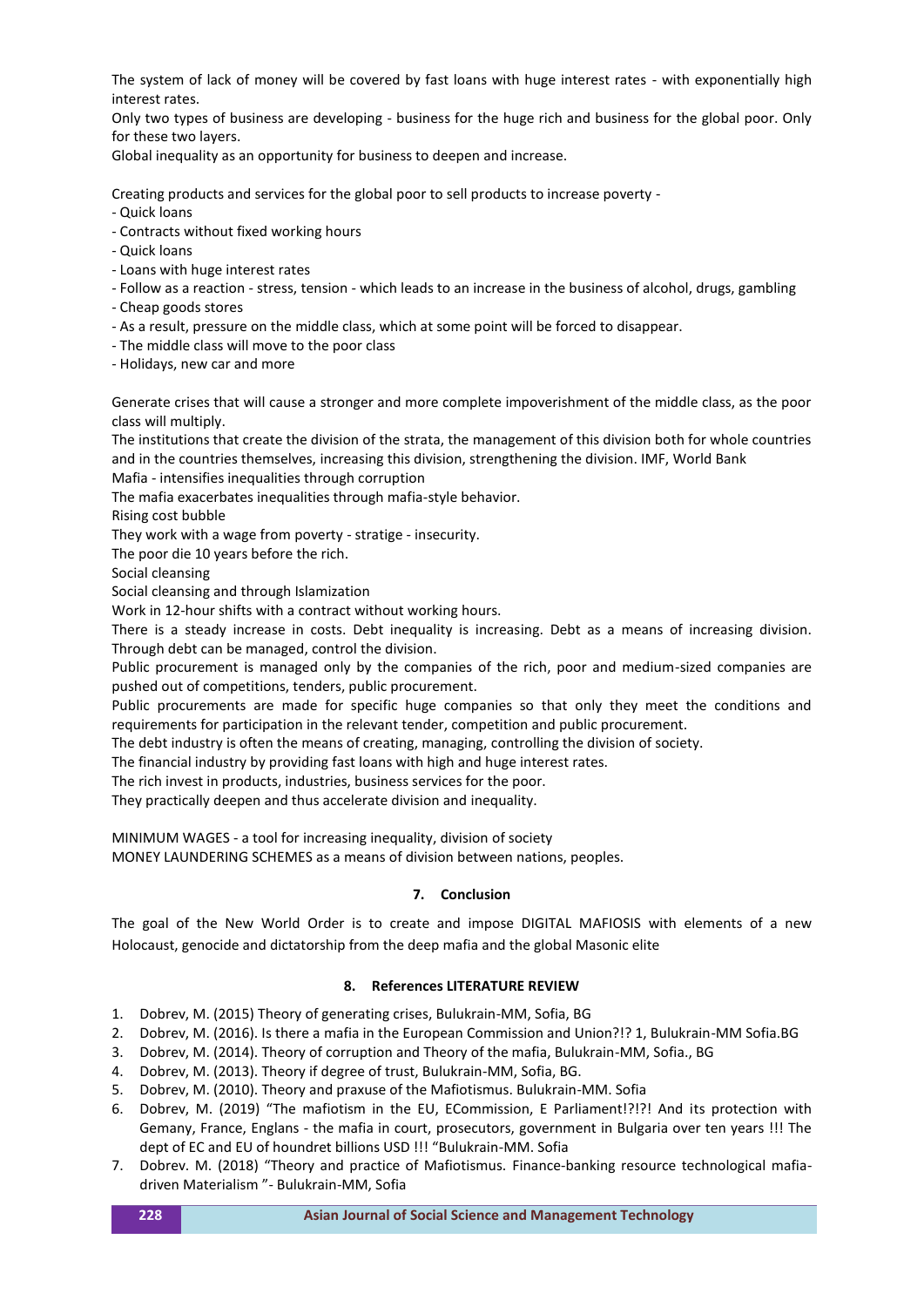The system of lack of money will be covered by fast loans with huge interest rates - with exponentially high interest rates.

Only two types of business are developing - business for the huge rich and business for the global poor. Only for these two layers.

Global inequality as an opportunity for business to deepen and increase.

Creating products and services for the global poor to sell products to increase poverty -

- Quick loans
- Contracts without fixed working hours
- Quick loans
- Loans with huge interest rates
- Follow as a reaction - stress, tension - which leads to an increase in the business of alcohol, drugs, gambling
- Cheap goods stores
- As a result, pressure on the middle class, which at some point will be forced to disappear.
- The middle class will move to the poor class
- Holidays, new car and more

Generate crises that will cause a stronger and more complete impoverishment of the middle class, as the poor class will multiply.

The institutions that create the division of the strata, the management of this division both for whole countries and in the countries themselves, increasing this division, strengthening the division. IMF, World Bank

Mafia - intensifies inequalities through corruption

The mafia exacerbates inequalities through mafia-style behavior.

Rising cost bubble

They work with a wage from poverty - stratige - insecurity.

The poor die 10 years before the rich.

Social cleansing

Social cleansing and through Islamization

Work in 12-hour shifts with a contract without working hours.

There is a steady increase in costs. Debt inequality is increasing. Debt as a means of increasing division. Through debt can be managed, control the division.

Public procurement is managed only by the companies of the rich, poor and medium-sized companies are pushed out of competitions, tenders, public procurement.

Public procurements are made for specific huge companies so that only they meet the conditions and requirements for participation in the relevant tender, competition and public procurement.

The debt industry is often the means of creating, managing, controlling the division of society.

The financial industry by providing fast loans with high and huge interest rates.

The rich invest in products, industries, business services for the poor.

They practically deepen and thus accelerate division and inequality.

MINIMUM WAGES - a tool for increasing inequality, division of society

MONEY LAUNDERING SCHEMES as a means of division between nations, peoples.

## 7. Conclusion

The goal of the New World Order is to create and impose DIGITAL MAFIOSIS with elements of a new Holocaust, genocide and dictatorship from the deep mafia and the global Masonic elite

## 8. References LITERATURE REVIEW

1. Dobrev, M. (2015) Theory of generating crises, Bulukrain-MM, Sofia, BG
2. Dobrev, M. (2016). Is there a mafia in the European Commission and Union?!? 1, Bulukrain-MM Sofia.BG
3. Dobrev, M. (2014). Theory of corruption and Theory of the mafia, Bulukrain-MM, Sofia., BG
4. Dobrev, M. (2013). Theory if degree of trust, Bulukrain-MM, Sofia, BG.
5. Dobrev, M. (2010). Theory and praxuse of the Mafiotismus. Bulukrain-MM. Sofia
6. Dobrev, M. (2019) "The mafiotism in the EU, ECommission, E Parliament!?!?! And its protection with Gemany, France, Englans - the mafia in court, prosecutors, government in Bulgaria over ten years !!! The dept of EC and EU of houndret billions USD !!! "Bulukrain-MM. Sofia
7. Dobrev. M. (2018) "Theory and practice of Mafiotismus. Finance-banking resource technological mafia-driven Materialism "- Bulukrain-MM, Sofia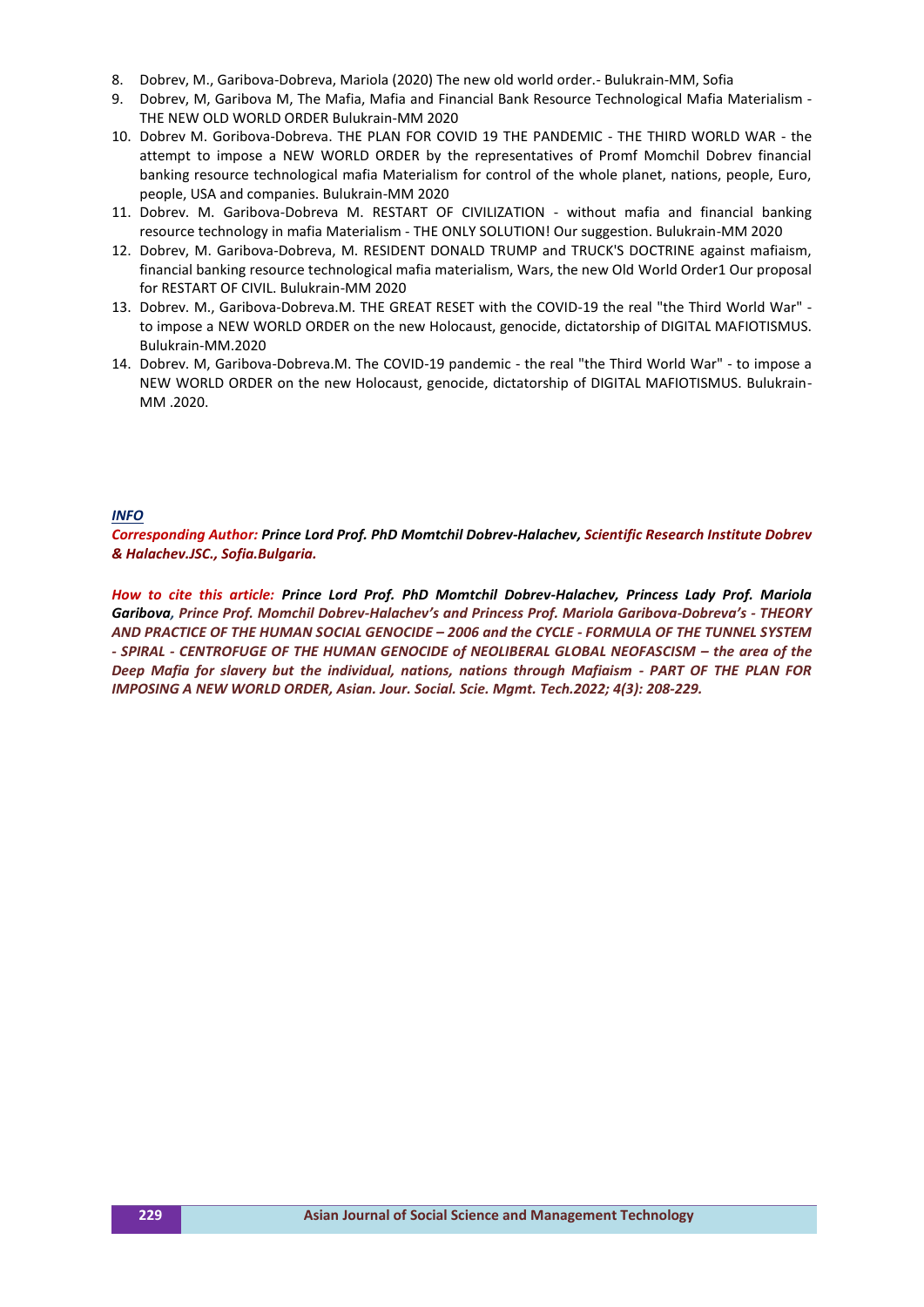8. Dobrev, M., Garibova-Dobreva, Mariola (2020) The new old world order.- Bulukrain-MM, Sofia
9. Dobrev, M, Garibova M, The Mafia, Mafia and Financial Bank Resource Technological Mafia Materialism - THE NEW OLD WORLD ORDER Bulukrain-MM 2020
10. Dobrev M. Goribova-Dobreva. THE PLAN FOR COVID 19 THE PANDEMIC - THE THIRD WORLD WAR - the attempt to impose a NEW WORLD ORDER by the representatives of Promf Momchil Dobrev financial banking resource technological mafia Materialism for control of the whole planet, nations, people, Euro, people, USA and companies. Bulukrain-MM 2020
11. Dobrev. M. Garibova-Dobreva M. RESTART OF CIVILIZATION - without mafia and financial banking resource technology in mafia Materialism - THE ONLY SOLUTION! Our suggestion. Bulukrain-MM 2020
12. Dobrev, M. Garibova-Dobreva, M. RESIDENT DONALD TRUMP and TRUCK'S DOCTRINE against mafiaism, financial banking resource technological mafia materialism, Wars, the new Old World Order1 Our proposal for RESTART OF CIVIL. Bulukrain-MM 2020
13. Dobrev. M., Garibova-Dobreva.M. THE GREAT RESET with the COVID-19 the real "the Third World War" - to impose a NEW WORLD ORDER on the new Holocaust, genocide, dictatorship of DIGITAL MAFIOTISMUS. Bulukrain-MM.2020
14. Dobrev. M, Garibova-Dobreva.M. The COVID-19 pandemic - the real "the Third World War" - to impose a NEW WORLD ORDER on the new Holocaust, genocide, dictatorship of DIGITAL MAFIOTISMUS. Bulukrain-MM .2020.

***INFO***

***Corresponding Author:* Prince Lord Prof. PhD Momtchil Dobrev-Halachev, *Scientific Research Institute Dobrev & Halachev.JSC., Sofia.Bulgaria.***

***How to cite this article:* Prince Lord Prof. PhD Momtchil Dobrev-Halachev, Princess Lady Prof. Mariola Garibova, *Prince Prof. Momchil Dobrev-Halachev's and Princess Prof. Mariola Garibova-Dobreva's - THEORY AND PRACTICE OF THE HUMAN SOCIAL GENOCIDE – 2006 and the CYCLE - FORMULA OF THE TUNNEL SYSTEM - SPIRAL - CENTROFUGE OF THE HUMAN GENOCIDE of NEOLIBERAL GLOBAL NEOFASCISM – the area of the Deep Mafia for slavery but the individual, nations, nations through Mafiaism - PART OF THE PLAN FOR IMPOSING A NEW WORLD ORDER, Asian. Jour. Social. Scie. Mgmt. Tech.2022; 4(3): 208-229.***